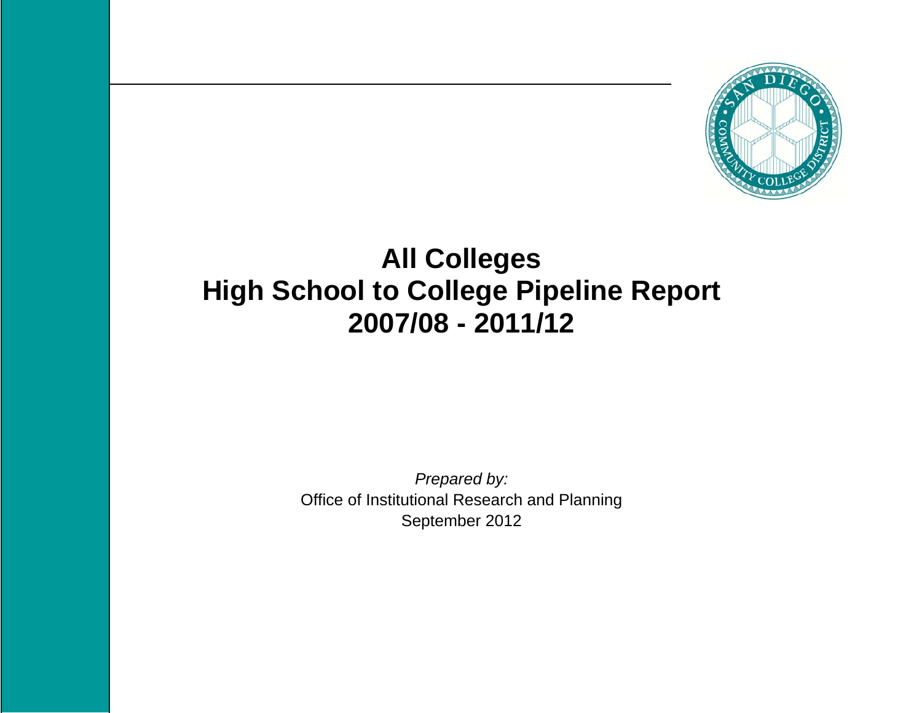# All Colleges
# High School to College Pipeline Report
# 2007/08 - 2011/12

*Prepared by:*
Office of Institutional Research and Planning
September 2012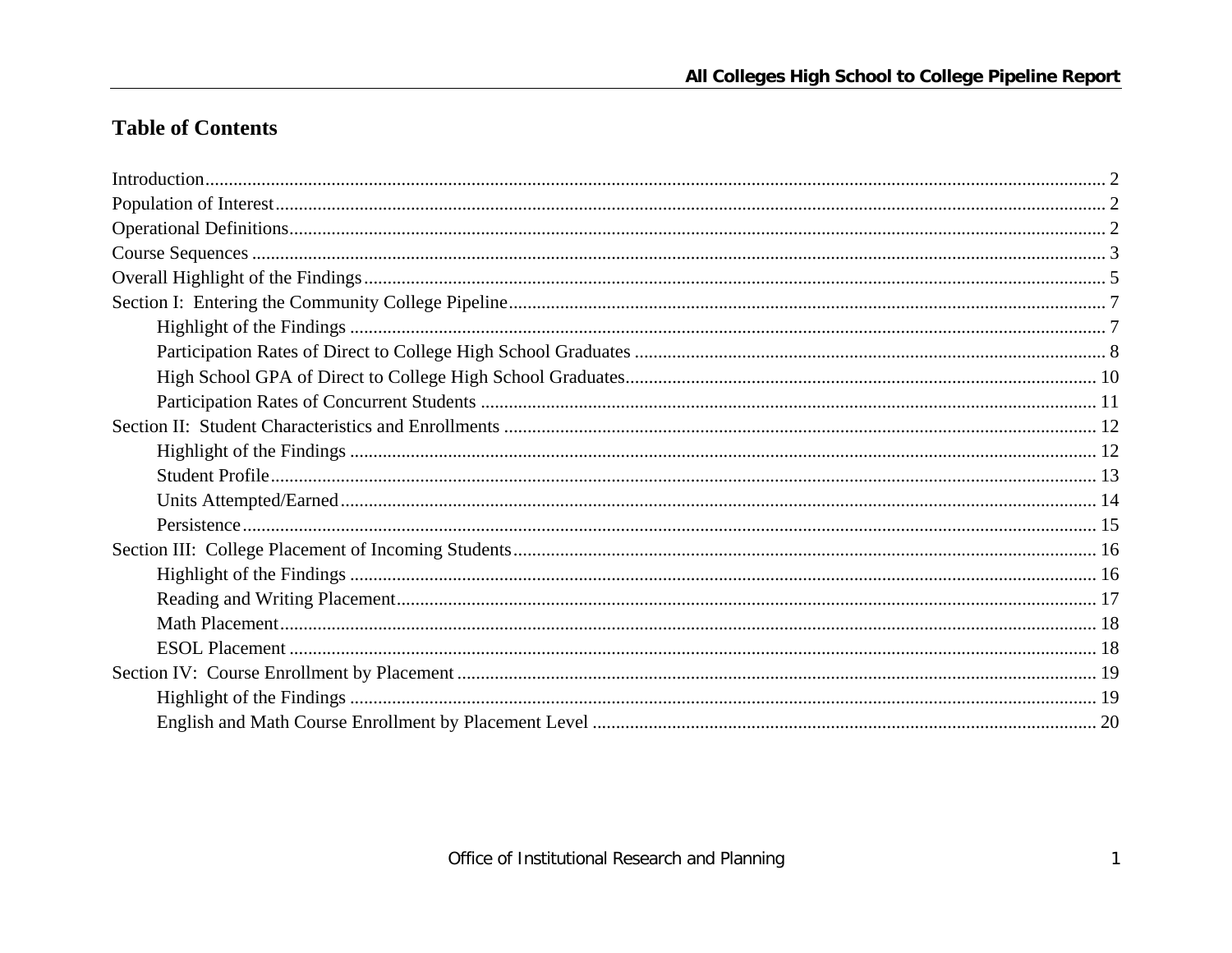## Table of Contents

Introduction .................................................................................................................................................................... 2
Population of Interest ..................................................................................................................................................... 2
Operational Definitions ................................................................................................................................................... 2
Course Sequences ........................................................................................................................................................... 3
Overall Highlight of the Findings ..................................................................................................................................... 5
Section I: Entering the Community College Pipeline ..................................................................................................... 7
    Highlight of the Findings ............................................................................................................................................ 7
    Participation Rates of Direct to College High School Graduates ................................................................................ 8
    High School GPA of Direct to College High School Graduates .................................................................................. 10
    Participation Rates of Concurrent Students ............................................................................................................. 11
Section II: Student Characteristics and Enrollments .................................................................................................... 12
    Highlight of the Findings .......................................................................................................................................... 12
    Student Profile ......................................................................................................................................................... 13
    Units Attempted/Earned ........................................................................................................................................... 14
    Persistence .............................................................................................................................................................. 15
Section III: College Placement of Incoming Students .................................................................................................... 16
    Highlight of the Findings .......................................................................................................................................... 16
    Reading and Writing Placement ............................................................................................................................... 17
    Math Placement ....................................................................................................................................................... 18
    ESOL Placement ...................................................................................................................................................... 18
Section IV: Course Enrollment by Placement ................................................................................................................ 19
    Highlight of the Findings .......................................................................................................................................... 19
    English and Math Course Enrollment by Placement Level ........................................................................................ 20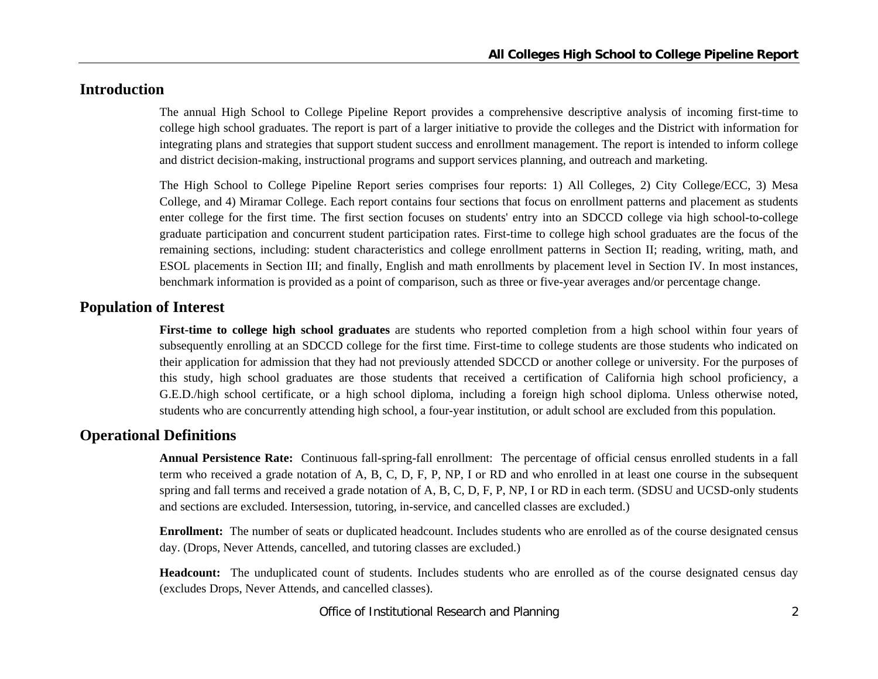## Introduction

The annual High School to College Pipeline Report provides a comprehensive descriptive analysis of incoming first-time to college high school graduates. The report is part of a larger initiative to provide the colleges and the District with information for integrating plans and strategies that support student success and enrollment management. The report is intended to inform college and district decision-making, instructional programs and support services planning, and outreach and marketing.

The High School to College Pipeline Report series comprises four reports: 1) All Colleges, 2) City College/ECC, 3) Mesa College, and 4) Miramar College. Each report contains four sections that focus on enrollment patterns and placement as students enter college for the first time. The first section focuses on students' entry into an SDCCD college via high school-to-college graduate participation and concurrent student participation rates. First-time to college high school graduates are the focus of the remaining sections, including: student characteristics and college enrollment patterns in Section II; reading, writing, math, and ESOL placements in Section III; and finally, English and math enrollments by placement level in Section IV. In most instances, benchmark information is provided as a point of comparison, such as three or five-year averages and/or percentage change.

## Population of Interest

**First-time to college high school graduates** are students who reported completion from a high school within four years of subsequently enrolling at an SDCCD college for the first time. First-time to college students are those students who indicated on their application for admission that they had not previously attended SDCCD or another college or university. For the purposes of this study, high school graduates are those students that received a certification of California high school proficiency, a G.E.D./high school certificate, or a high school diploma, including a foreign high school diploma. Unless otherwise noted, students who are concurrently attending high school, a four-year institution, or adult school are excluded from this population.

## Operational Definitions

**Annual Persistence Rate:** Continuous fall-spring-fall enrollment: The percentage of official census enrolled students in a fall term who received a grade notation of A, B, C, D, F, P, NP, I or RD and who enrolled in at least one course in the subsequent spring and fall terms and received a grade notation of A, B, C, D, F, P, NP, I or RD in each term. (SDSU and UCSD-only students and sections are excluded. Intersession, tutoring, in-service, and cancelled classes are excluded.)

**Enrollment:** The number of seats or duplicated headcount. Includes students who are enrolled as of the course designated census day. (Drops, Never Attends, cancelled, and tutoring classes are excluded.)

**Headcount:** The unduplicated count of students. Includes students who are enrolled as of the course designated census day (excludes Drops, Never Attends, and cancelled classes).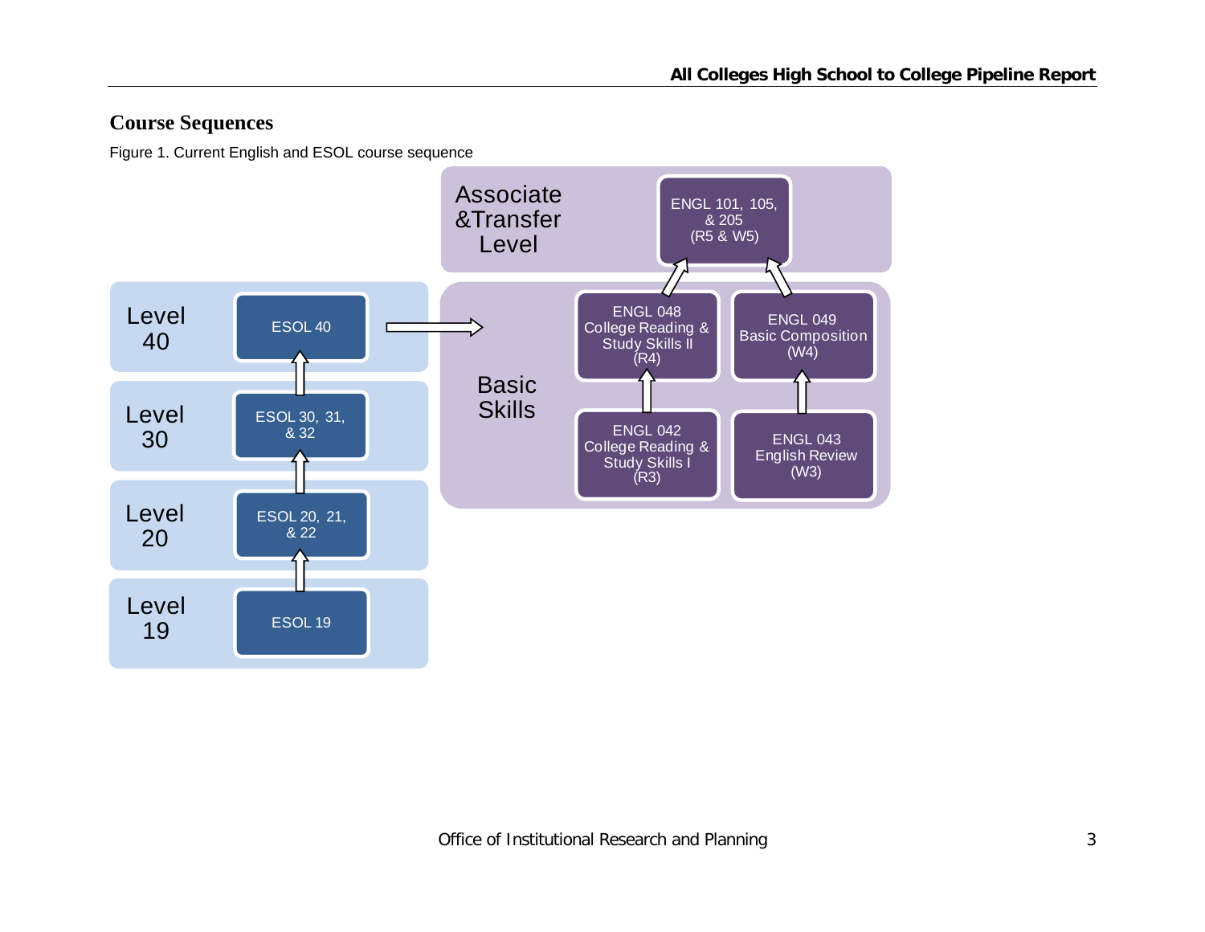## Course Sequences

Figure 1. Current English and ESOL course sequence

**Associate & Transfer Level**
- ENGL 101, 105, & 205 (R5 & W5)

**Basic Skills**
- ENGL 048 College Reading & Study Skills II (R4) → ENGL 101, 105, & 205
- ENGL 049 Basic Composition (W4) → ENGL 101, 105, & 205
- ENGL 042 College Reading & Study Skills I (R3) → ENGL 048
- ENGL 043 English Review (W3) → ENGL 049

**ESOL Levels**
- Level 40: ESOL 40 → Basic Skills
- Level 30: ESOL 30, 31, & 32 → ESOL 40
- Level 20: ESOL 20, 21, & 22 → ESOL 30, 31, & 32
- Level 19: ESOL 19 → ESOL 20, 21, & 22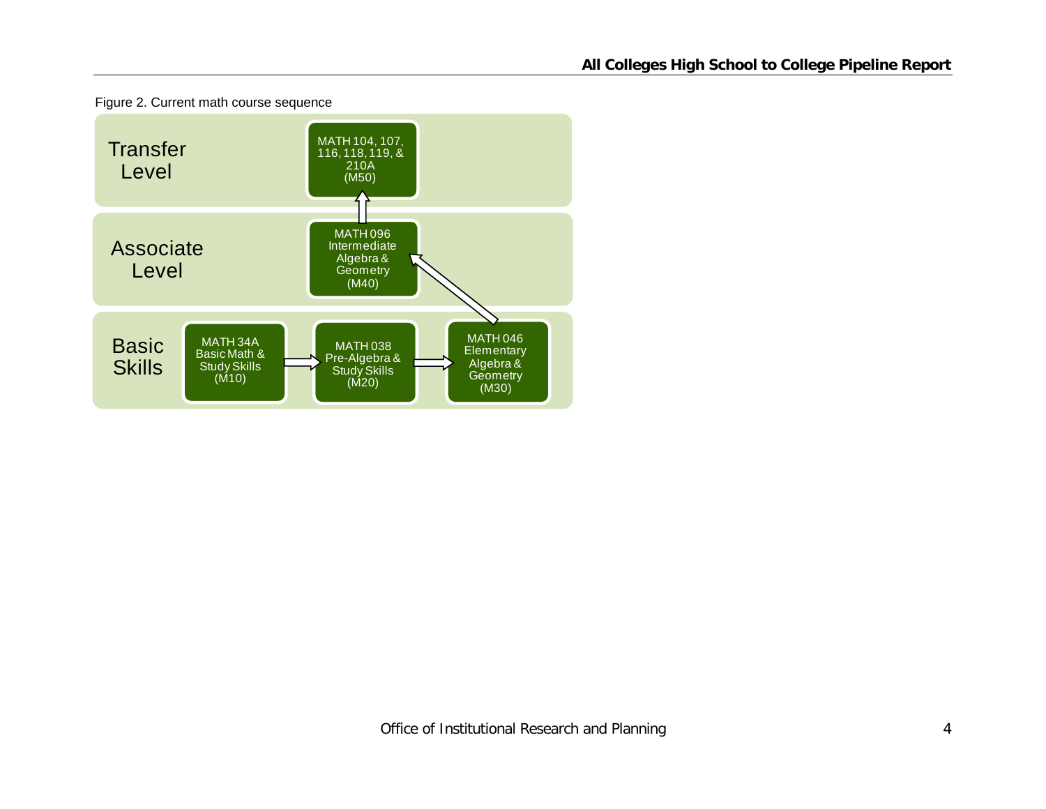Figure 2. Current math course sequence

**Transfer Level**
- MATH 104, 107, 116, 118, 119, & 210A (M50)

**Associate Level**
- MATH 096 Intermediate Algebra & Geometry (M40)

**Basic Skills**
- MATH 34A Basic Math & Study Skills (M10)
- MATH 038 Pre-Algebra & Study Skills (M20)
- MATH 046 Elementary Algebra & Geometry (M30)

Sequence: MATH 34A (M10) → MATH 038 (M20) → MATH 046 (M30) → MATH 096 (M40) → MATH 104, 107, 116, 118, 119, & 210A (M50)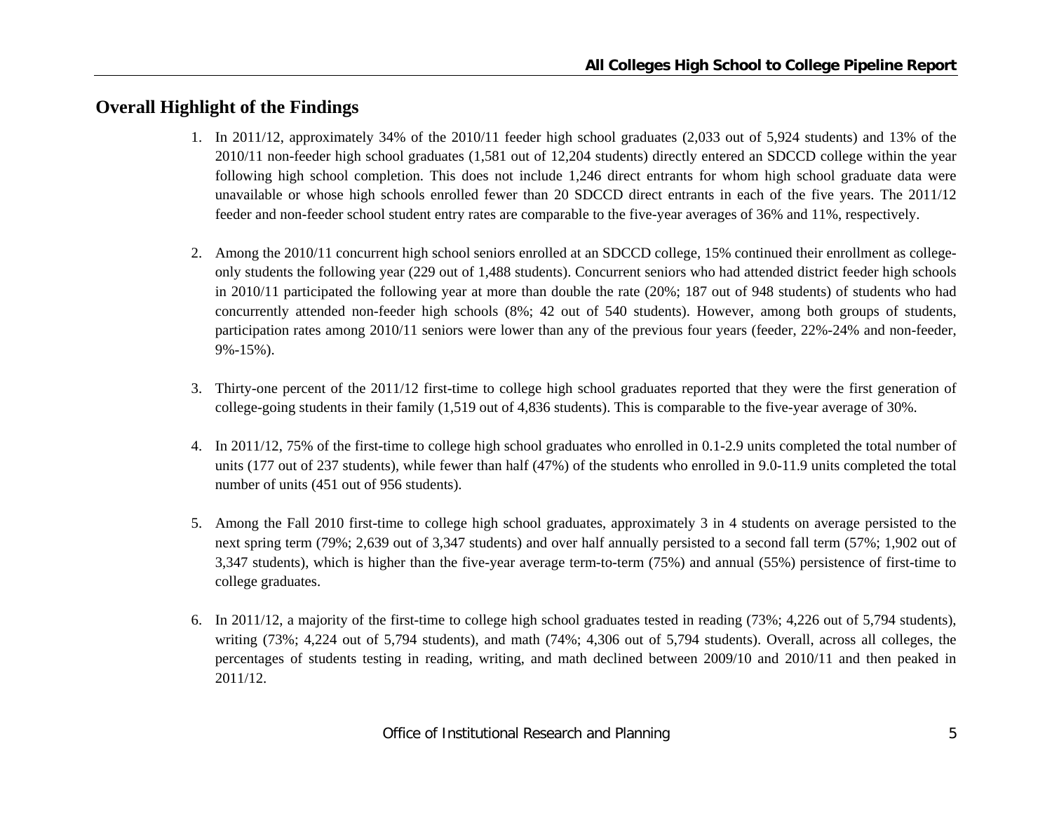## Overall Highlight of the Findings

1. In 2011/12, approximately 34% of the 2010/11 feeder high school graduates (2,033 out of 5,924 students) and 13% of the 2010/11 non-feeder high school graduates (1,581 out of 12,204 students) directly entered an SDCCD college within the year following high school completion. This does not include 1,246 direct entrants for whom high school graduate data were unavailable or whose high schools enrolled fewer than 20 SDCCD direct entrants in each of the five years. The 2011/12 feeder and non-feeder school student entry rates are comparable to the five-year averages of 36% and 11%, respectively.

2. Among the 2010/11 concurrent high school seniors enrolled at an SDCCD college, 15% continued their enrollment as college-only students the following year (229 out of 1,488 students). Concurrent seniors who had attended district feeder high schools in 2010/11 participated the following year at more than double the rate (20%; 187 out of 948 students) of students who had concurrently attended non-feeder high schools (8%; 42 out of 540 students). However, among both groups of students, participation rates among 2010/11 seniors were lower than any of the previous four years (feeder, 22%-24% and non-feeder, 9%-15%).

3. Thirty-one percent of the 2011/12 first-time to college high school graduates reported that they were the first generation of college-going students in their family (1,519 out of 4,836 students). This is comparable to the five-year average of 30%.

4. In 2011/12, 75% of the first-time to college high school graduates who enrolled in 0.1-2.9 units completed the total number of units (177 out of 237 students), while fewer than half (47%) of the students who enrolled in 9.0-11.9 units completed the total number of units (451 out of 956 students).

5. Among the Fall 2010 first-time to college high school graduates, approximately 3 in 4 students on average persisted to the next spring term (79%; 2,639 out of 3,347 students) and over half annually persisted to a second fall term (57%; 1,902 out of 3,347 students), which is higher than the five-year average term-to-term (75%) and annual (55%) persistence of first-time to college graduates.

6. In 2011/12, a majority of the first-time to college high school graduates tested in reading (73%; 4,226 out of 5,794 students), writing (73%; 4,224 out of 5,794 students), and math (74%; 4,306 out of 5,794 students). Overall, across all colleges, the percentages of students testing in reading, writing, and math declined between 2009/10 and 2010/11 and then peaked in 2011/12.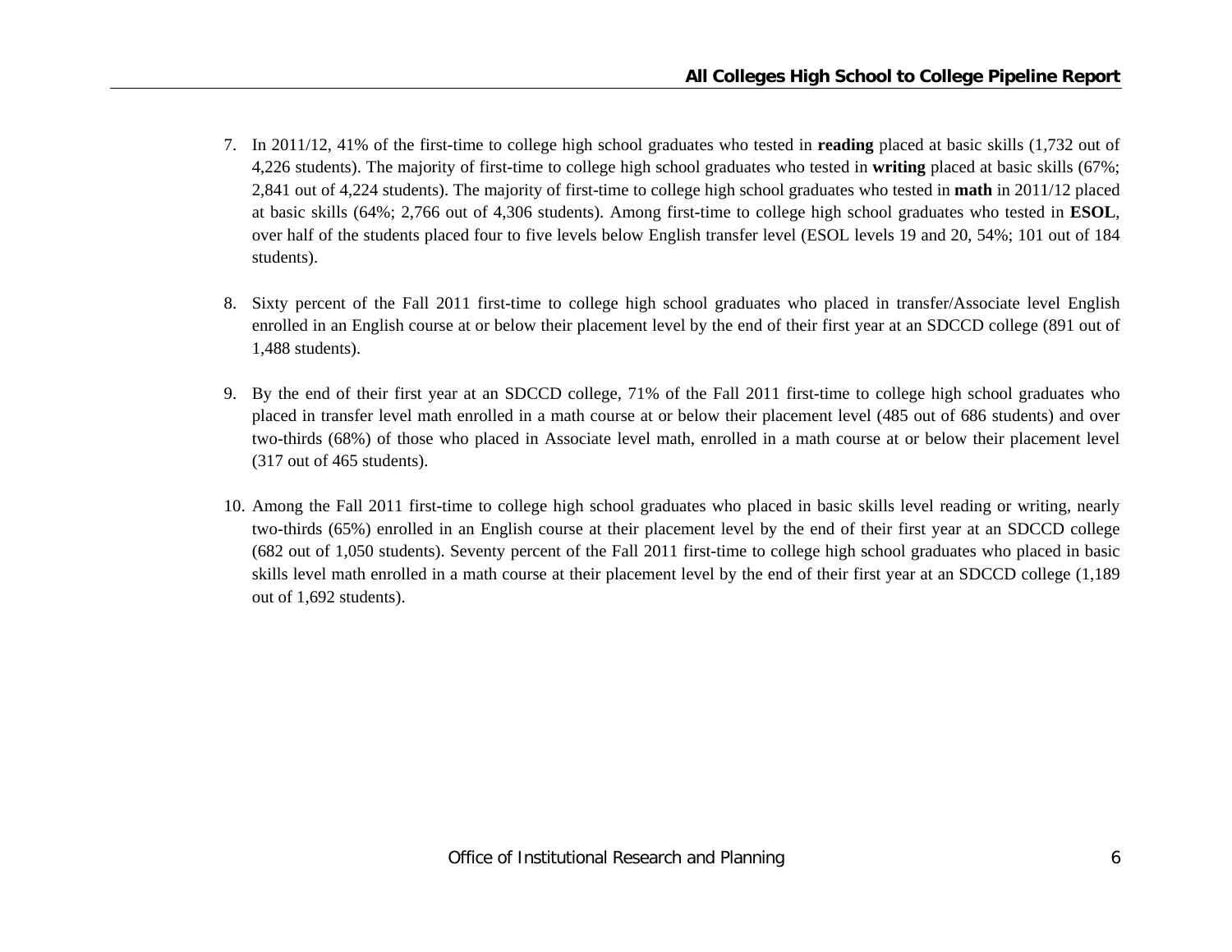7. In 2011/12, 41% of the first-time to college high school graduates who tested in **reading** placed at basic skills (1,732 out of 4,226 students). The majority of first-time to college high school graduates who tested in **writing** placed at basic skills (67%; 2,841 out of 4,224 students). The majority of first-time to college high school graduates who tested in **math** in 2011/12 placed at basic skills (64%; 2,766 out of 4,306 students). Among first-time to college high school graduates who tested in **ESOL**, over half of the students placed four to five levels below English transfer level (ESOL levels 19 and 20, 54%; 101 out of 184 students).

8. Sixty percent of the Fall 2011 first-time to college high school graduates who placed in transfer/Associate level English enrolled in an English course at or below their placement level by the end of their first year at an SDCCD college (891 out of 1,488 students).

9. By the end of their first year at an SDCCD college, 71% of the Fall 2011 first-time to college high school graduates who placed in transfer level math enrolled in a math course at or below their placement level (485 out of 686 students) and over two-thirds (68%) of those who placed in Associate level math, enrolled in a math course at or below their placement level (317 out of 465 students).

10. Among the Fall 2011 first-time to college high school graduates who placed in basic skills level reading or writing, nearly two-thirds (65%) enrolled in an English course at their placement level by the end of their first year at an SDCCD college (682 out of 1,050 students). Seventy percent of the Fall 2011 first-time to college high school graduates who placed in basic skills level math enrolled in a math course at their placement level by the end of their first year at an SDCCD college (1,189 out of 1,692 students).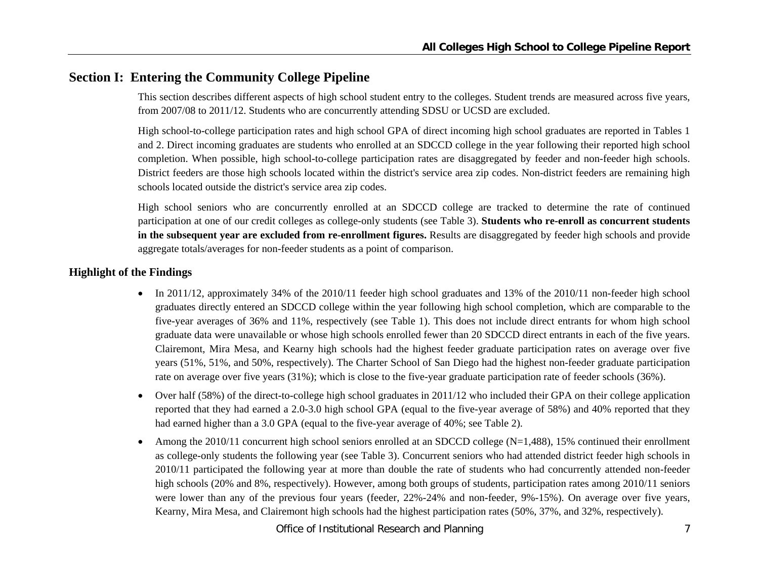## Section I: Entering the Community College Pipeline

This section describes different aspects of high school student entry to the colleges. Student trends are measured across five years, from 2007/08 to 2011/12. Students who are concurrently attending SDSU or UCSD are excluded.

High school-to-college participation rates and high school GPA of direct incoming high school graduates are reported in Tables 1 and 2. Direct incoming graduates are students who enrolled at an SDCCD college in the year following their reported high school completion. When possible, high school-to-college participation rates are disaggregated by feeder and non-feeder high schools. District feeders are those high schools located within the district's service area zip codes. Non-district feeders are remaining high schools located outside the district's service area zip codes.

High school seniors who are concurrently enrolled at an SDCCD college are tracked to determine the rate of continued participation at one of our credit colleges as college-only students (see Table 3). **Students who re-enroll as concurrent students in the subsequent year are excluded from re-enrollment figures.** Results are disaggregated by feeder high schools and provide aggregate totals/averages for non-feeder students as a point of comparison.

### Highlight of the Findings

- In 2011/12, approximately 34% of the 2010/11 feeder high school graduates and 13% of the 2010/11 non-feeder high school graduates directly entered an SDCCD college within the year following high school completion, which are comparable to the five-year averages of 36% and 11%, respectively (see Table 1). This does not include direct entrants for whom high school graduate data were unavailable or whose high schools enrolled fewer than 20 SDCCD direct entrants in each of the five years. Clairemont, Mira Mesa, and Kearny high schools had the highest feeder graduate participation rates on average over five years (51%, 51%, and 50%, respectively). The Charter School of San Diego had the highest non-feeder graduate participation rate on average over five years (31%); which is close to the five-year graduate participation rate of feeder schools (36%).
- Over half (58%) of the direct-to-college high school graduates in 2011/12 who included their GPA on their college application reported that they had earned a 2.0-3.0 high school GPA (equal to the five-year average of 58%) and 40% reported that they had earned higher than a 3.0 GPA (equal to the five-year average of 40%; see Table 2).
- Among the 2010/11 concurrent high school seniors enrolled at an SDCCD college (N=1,488), 15% continued their enrollment as college-only students the following year (see Table 3). Concurrent seniors who had attended district feeder high schools in 2010/11 participated the following year at more than double the rate of students who had concurrently attended non-feeder high schools (20% and 8%, respectively). However, among both groups of students, participation rates among 2010/11 seniors were lower than any of the previous four years (feeder, 22%-24% and non-feeder, 9%-15%). On average over five years, Kearny, Mira Mesa, and Clairemont high schools had the highest participation rates (50%, 37%, and 32%, respectively).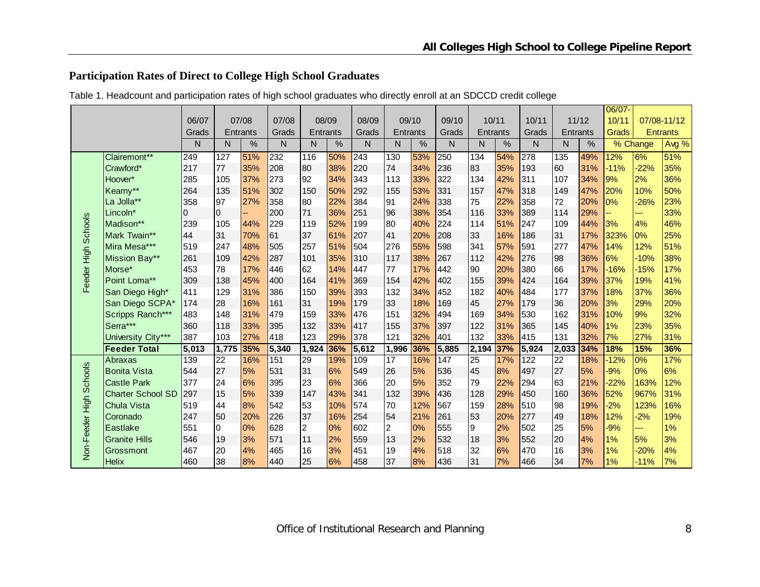## Participation Rates of Direct to College High School Graduates

Table 1. Headcount and participation rates of high school graduates who directly enroll at an SDCCD credit college

| | | 06/07 Grads | 07/08 Entrants | | 07/08 Grads | 08/09 Entrants | | 08/09 Grads | 09/10 Entrants | | 09/10 Grads | 10/11 Entrants | | 10/11 Grads | 11/12 Entrants | | 06/07-10/11 Grads | 07/08-11/12 Entrants | |
|---|---|---|---|---|---|---|---|---|---|---|---|---|---|---|---|---|---|---|---|
| | | N | N | % | N | N | % | N | N | % | N | N | % | N | N | % | % Change | | Avg % |
| Feeder High Schools | Clairemont** | 249 | 127 | 51% | 232 | 116 | 50% | 243 | 130 | 53% | 250 | 134 | 54% | 278 | 135 | 49% | 12% | 6% | 51% |
| | Crawford* | 217 | 77 | 35% | 208 | 80 | 38% | 220 | 74 | 34% | 236 | 83 | 35% | 193 | 60 | 31% | -11% | -22% | 35% |
| | Hoover* | 285 | 105 | 37% | 273 | 92 | 34% | 343 | 113 | 33% | 322 | 134 | 42% | 311 | 107 | 34% | 9% | 2% | 36% |
| | Kearny** | 264 | 135 | 51% | 302 | 150 | 50% | 292 | 155 | 53% | 331 | 157 | 47% | 318 | 149 | 47% | 20% | 10% | 50% |
| | La Jolla** | 358 | 97 | 27% | 358 | 80 | 22% | 384 | 91 | 24% | 338 | 75 | 22% | 358 | 72 | 20% | 0% | -26% | 23% |
| | Lincoln* | 0 | 0 | -- | 200 | 71 | 36% | 251 | 96 | 38% | 354 | 116 | 33% | 389 | 114 | 29% | -- | --- | 33% |
| | Madison** | 239 | 105 | 44% | 229 | 119 | 52% | 199 | 80 | 40% | 224 | 114 | 51% | 247 | 109 | 44% | 3% | 4% | 46% |
| | Mark Twain** | 44 | 31 | 70% | 61 | 37 | 61% | 207 | 41 | 20% | 208 | 33 | 16% | 186 | 31 | 17% | 323% | 0% | 25% |
| | Mira Mesa*** | 519 | 247 | 48% | 505 | 257 | 51% | 504 | 276 | 55% | 598 | 341 | 57% | 591 | 277 | 47% | 14% | 12% | 51% |
| | Mission Bay** | 261 | 109 | 42% | 287 | 101 | 35% | 310 | 117 | 38% | 267 | 112 | 42% | 276 | 98 | 36% | 6% | -10% | 38% |
| | Morse* | 453 | 78 | 17% | 446 | 62 | 14% | 447 | 77 | 17% | 442 | 90 | 20% | 380 | 66 | 17% | -16% | -15% | 17% |
| | Point Loma** | 309 | 138 | 45% | 400 | 164 | 41% | 369 | 154 | 42% | 402 | 155 | 39% | 424 | 164 | 39% | 37% | 19% | 41% |
| | San Diego High* | 411 | 129 | 31% | 386 | 150 | 39% | 393 | 132 | 34% | 452 | 182 | 40% | 484 | 177 | 37% | 18% | 37% | 36% |
| | San Diego SCPA* | 174 | 28 | 16% | 161 | 31 | 19% | 179 | 33 | 18% | 169 | 45 | 27% | 179 | 36 | 20% | 3% | 29% | 20% |
| | Scripps Ranch*** | 483 | 148 | 31% | 479 | 159 | 33% | 476 | 151 | 32% | 494 | 169 | 34% | 530 | 162 | 31% | 10% | 9% | 32% |
| | Serra*** | 360 | 118 | 33% | 395 | 132 | 33% | 417 | 155 | 37% | 397 | 122 | 31% | 365 | 145 | 40% | 1% | 23% | 35% |
| | University City*** | 387 | 103 | 27% | 418 | 123 | 29% | 378 | 121 | 32% | 401 | 132 | 33% | 415 | 131 | 32% | 7% | 27% | 31% |
| | **Feeder Total** | **5,013** | **1,775** | **35%** | **5,340** | **1,924** | **36%** | **5,612** | **1,996** | **36%** | **5,885** | **2,194** | **37%** | **5,924** | **2,033** | **34%** | **18%** | **15%** | **36%** |
| Non-Feeder High Schools | Abraxas | 139 | 22 | 16% | 151 | 29 | 19% | 109 | 17 | 16% | 147 | 25 | 17% | 122 | 22 | 18% | -12% | 0% | 17% |
| | Bonita Vista | 544 | 27 | 5% | 531 | 31 | 6% | 549 | 26 | 5% | 536 | 45 | 8% | 497 | 27 | 5% | -9% | 0% | 6% |
| | Castle Park | 377 | 24 | 6% | 395 | 23 | 6% | 366 | 20 | 5% | 352 | 79 | 22% | 294 | 63 | 21% | -22% | 163% | 12% |
| | Charter School SD | 297 | 15 | 5% | 339 | 147 | 43% | 341 | 132 | 39% | 436 | 128 | 29% | 450 | 160 | 36% | 52% | 967% | 31% |
| | Chula Vista | 519 | 44 | 8% | 542 | 53 | 10% | 574 | 70 | 12% | 567 | 159 | 28% | 510 | 98 | 19% | -2% | 123% | 16% |
| | Coronado | 247 | 50 | 20% | 226 | 37 | 16% | 254 | 54 | 21% | 261 | 53 | 20% | 277 | 49 | 18% | 12% | -2% | 19% |
| | Eastlake | 551 | 0 | 0% | 628 | 2 | 0% | 602 | 2 | 0% | 555 | 9 | 2% | 502 | 25 | 5% | -9% | --- | 1% |
| | Granite Hills | 546 | 19 | 3% | 571 | 11 | 2% | 559 | 13 | 2% | 532 | 18 | 3% | 552 | 20 | 4% | 1% | 5% | 3% |
| | Grossmont | 467 | 20 | 4% | 465 | 16 | 3% | 451 | 19 | 4% | 518 | 32 | 6% | 470 | 16 | 3% | 1% | -20% | 4% |
| | Helix | 460 | 38 | 8% | 440 | 25 | 6% | 458 | 37 | 8% | 436 | 31 | 7% | 466 | 34 | 7% | 1% | -11% | 7% |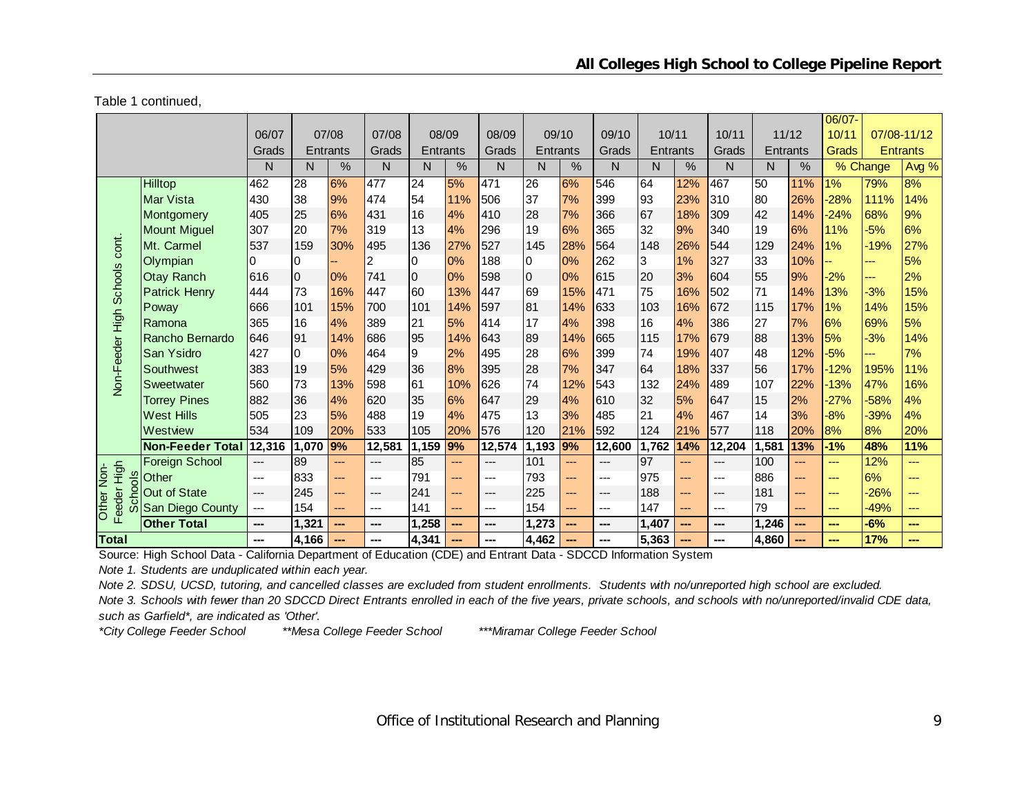Table 1 continued,

| | | 06/07 Grads | 07/08 Entrants | | 07/08 Grads | 08/09 Entrants | | 08/09 Grads | 09/10 Entrants | | 09/10 Grads | 10/11 Entrants | | 10/11 Grads | 11/12 Entrants | | 06/07-10/11 Grads | 07/08-11/12 Entrants | |
|---|---|---|---|---|---|---|---|---|---|---|---|---|---|---|---|---|---|---|---|
| | | N | N | % | N | N | % | N | N | % | N | N | % | N | N | % | % Change | | Avg % |
| Non-Feeder High Schools cont. | Hilltop | 462 | 28 | 6% | 477 | 24 | 5% | 471 | 26 | 6% | 546 | 64 | 12% | 467 | 50 | 11% | 1% | 79% | 8% |
| | Mar Vista | 430 | 38 | 9% | 474 | 54 | 11% | 506 | 37 | 7% | 399 | 93 | 23% | 310 | 80 | 26% | -28% | 111% | 14% |
| | Montgomery | 405 | 25 | 6% | 431 | 16 | 4% | 410 | 28 | 7% | 366 | 67 | 18% | 309 | 42 | 14% | -24% | 68% | 9% |
| | Mount Miguel | 307 | 20 | 7% | 319 | 13 | 4% | 296 | 19 | 6% | 365 | 32 | 9% | 340 | 19 | 6% | 11% | -5% | 6% |
| | Mt. Carmel | 537 | 159 | 30% | 495 | 136 | 27% | 527 | 145 | 28% | 564 | 148 | 26% | 544 | 129 | 24% | 1% | -19% | 27% |
| | Olympian | 0 | 0 | -- | 2 | 0 | 0% | 188 | 0 | 0% | 262 | 3 | 1% | 327 | 33 | 10% | -- | --- | 5% |
| | Otay Ranch | 616 | 0 | 0% | 741 | 0 | 0% | 598 | 0 | 0% | 615 | 20 | 3% | 604 | 55 | 9% | -2% | --- | 2% |
| | Patrick Henry | 444 | 73 | 16% | 447 | 60 | 13% | 447 | 69 | 15% | 471 | 75 | 16% | 502 | 71 | 14% | 13% | -3% | 15% |
| | Poway | 666 | 101 | 15% | 700 | 101 | 14% | 597 | 81 | 14% | 633 | 103 | 16% | 672 | 115 | 17% | 1% | 14% | 15% |
| | Ramona | 365 | 16 | 4% | 389 | 21 | 5% | 414 | 17 | 4% | 398 | 16 | 4% | 386 | 27 | 7% | 6% | 69% | 5% |
| | Rancho Bernardo | 646 | 91 | 14% | 686 | 95 | 14% | 643 | 89 | 14% | 665 | 115 | 17% | 679 | 88 | 13% | 5% | -3% | 14% |
| | San Ysidro | 427 | 0 | 0% | 464 | 9 | 2% | 495 | 28 | 6% | 399 | 74 | 19% | 407 | 48 | 12% | -5% | --- | 7% |
| | Southwest | 383 | 19 | 5% | 429 | 36 | 8% | 395 | 28 | 7% | 347 | 64 | 18% | 337 | 56 | 17% | -12% | 195% | 11% |
| | Sweetwater | 560 | 73 | 13% | 598 | 61 | 10% | 626 | 74 | 12% | 543 | 132 | 24% | 489 | 107 | 22% | -13% | 47% | 16% |
| | Torrey Pines | 882 | 36 | 4% | 620 | 35 | 6% | 647 | 29 | 4% | 610 | 32 | 5% | 647 | 15 | 2% | -27% | -58% | 4% |
| | West Hills | 505 | 23 | 5% | 488 | 19 | 4% | 475 | 13 | 3% | 485 | 21 | 4% | 467 | 14 | 3% | -8% | -39% | 4% |
| | Westview | 534 | 109 | 20% | 533 | 105 | 20% | 576 | 120 | 21% | 592 | 124 | 21% | 577 | 118 | 20% | 8% | 8% | 20% |
| | **Non-Feeder Total** | **12,316** | **1,070** | **9%** | **12,581** | **1,159** | **9%** | **12,574** | **1,193** | **9%** | **12,600** | **1,762** | **14%** | **12,204** | **1,581** | **13%** | **-1%** | **48%** | **11%** |
| Other Non-Feeder High Schools | Foreign School | --- | 89 | --- | --- | 85 | --- | --- | 101 | --- | --- | 97 | --- | --- | 100 | --- | --- | 12% | --- |
| | Other | --- | 833 | --- | --- | 791 | --- | --- | 793 | --- | --- | 975 | --- | --- | 886 | --- | --- | 6% | --- |
| | Out of State | --- | 245 | --- | --- | 241 | --- | --- | 225 | --- | --- | 188 | --- | --- | 181 | --- | --- | -26% | --- |
| | San Diego County | --- | 154 | --- | --- | 141 | --- | --- | 154 | --- | --- | 147 | --- | --- | 79 | --- | --- | -49% | --- |
| | **Other Total** | **---** | **1,321** | **---** | **---** | **1,258** | **---** | **---** | **1,273** | **---** | **---** | **1,407** | **---** | **---** | **1,246** | **---** | **---** | **-6%** | **---** |
| **Total** | | **---** | **4,166** | **---** | **---** | **4,341** | **---** | **---** | **4,462** | **---** | **---** | **5,363** | **---** | **---** | **4,860** | **---** | **---** | **17%** | **---** |

Source: High School Data - California Department of Education (CDE) and Entrant Data - SDCCD Information System

*Note 1. Students are unduplicated within each year.*

*Note 2. SDSU, UCSD, tutoring, and cancelled classes are excluded from student enrollments. Students with no/unreported high school are excluded.*

*Note 3. Schools with fewer than 20 SDCCD Direct Entrants enrolled in each of the five years, private schools, and schools with no/unreported/invalid CDE data, such as Garfield*, are indicated as 'Other'.*

*\*City College Feeder School* *\*\*Mesa College Feeder School* *\*\*\*Miramar College Feeder School*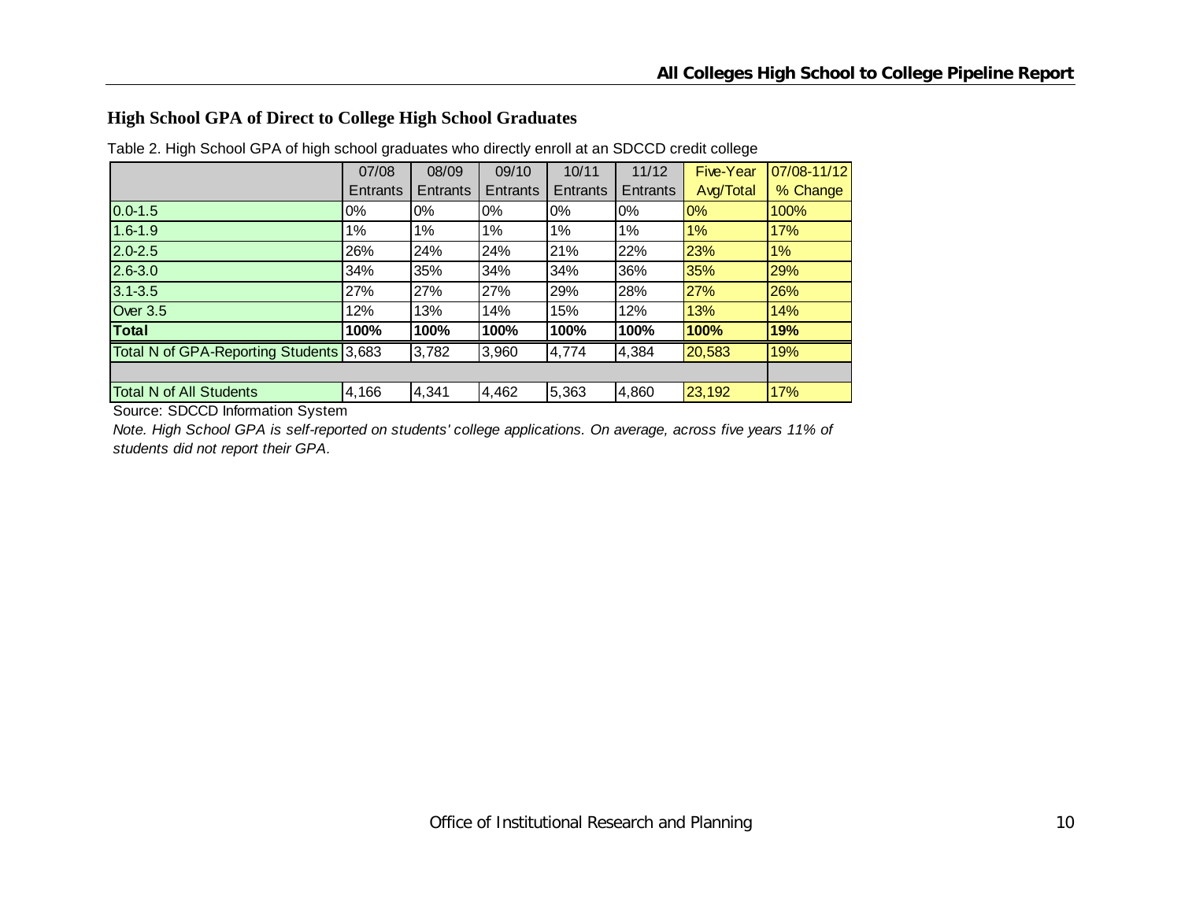## High School GPA of Direct to College High School Graduates

Table 2. High School GPA of high school graduates who directly enroll at an SDCCD credit college

| | 07/08 Entrants | 08/09 Entrants | 09/10 Entrants | 10/11 Entrants | 11/12 Entrants | Five-Year Avg/Total | 07/08-11/12 % Change |
|---|---|---|---|---|---|---|---|
| 0.0-1.5 | 0% | 0% | 0% | 0% | 0% | 0% | 100% |
| 1.6-1.9 | 1% | 1% | 1% | 1% | 1% | 1% | 17% |
| 2.0-2.5 | 26% | 24% | 24% | 21% | 22% | 23% | 1% |
| 2.6-3.0 | 34% | 35% | 34% | 34% | 36% | 35% | 29% |
| 3.1-3.5 | 27% | 27% | 27% | 29% | 28% | 27% | 26% |
| Over 3.5 | 12% | 13% | 14% | 15% | 12% | 13% | 14% |
| **Total** | **100%** | **100%** | **100%** | **100%** | **100%** | **100%** | **19%** |
| Total N of GPA-Reporting Students | 3,683 | 3,782 | 3,960 | 4,774 | 4,384 | 20,583 | 19% |
| | | | | | | | |
| Total N of All Students | 4,166 | 4,341 | 4,462 | 5,363 | 4,860 | 23,192 | 17% |

Source: SDCCD Information System

*Note. High School GPA is self-reported on students' college applications. On average, across five years 11% of students did not report their GPA.*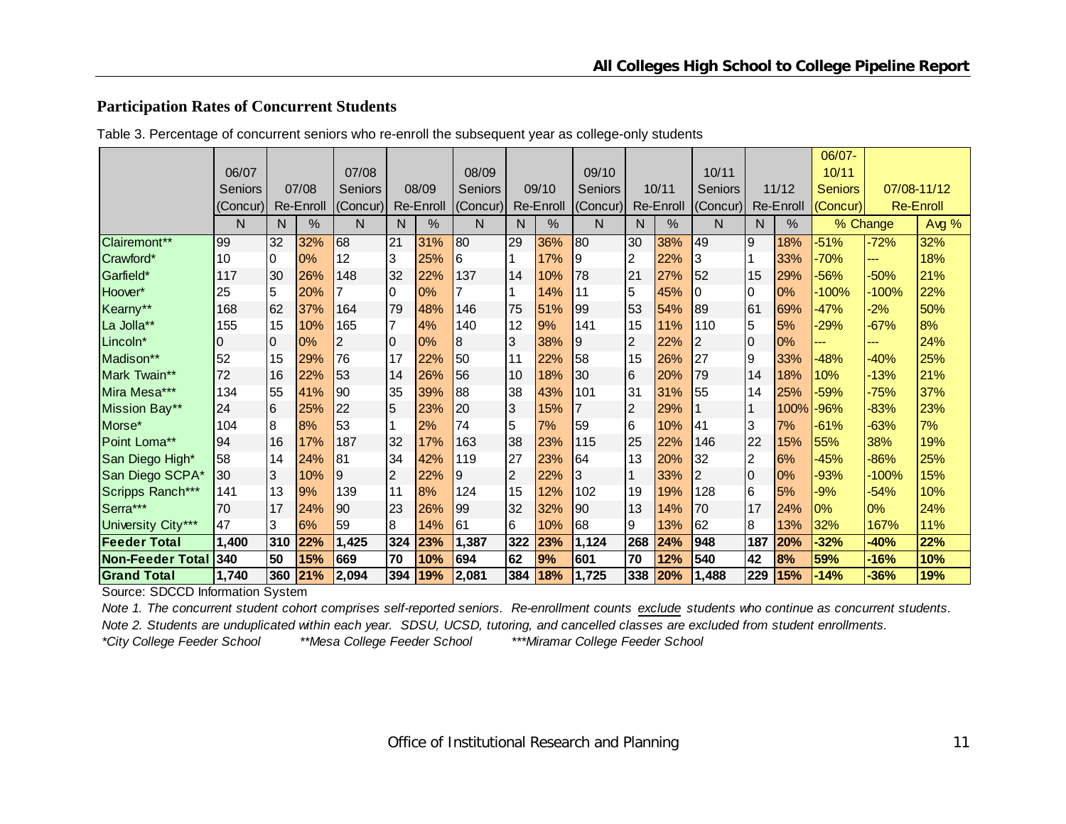## Participation Rates of Concurrent Students

Table 3. Percentage of concurrent seniors who re-enroll the subsequent year as college-only students

| | 06/07 Seniors (Concur) | 07/08 Re-Enroll | | 07/08 Seniors (Concur) | 08/09 Re-Enroll | | 08/09 Seniors (Concur) | 09/10 Re-Enroll | | 09/10 Seniors (Concur) | 10/11 Re-Enroll | | 10/11 Seniors (Concur) | 11/12 Re-Enroll | | 06/07-10/11 Seniors (Concur) | 07/08-11/12 Re-Enroll | |
|---|---|---|---|---|---|---|---|---|---|---|---|---|---|---|---|---|---|---|
| | N | N | % | N | N | % | N | N | % | N | N | % | N | N | % | % Change | | Avg % |
| Clairemont** | 99 | 32 | 32% | 68 | 21 | 31% | 80 | 29 | 36% | 80 | 30 | 38% | 49 | 9 | 18% | -51% | -72% | 32% |
| Crawford* | 10 | 0 | 0% | 12 | 3 | 25% | 6 | 1 | 17% | 9 | 2 | 22% | 3 | 1 | 33% | -70% | --- | 18% |
| Garfield* | 117 | 30 | 26% | 148 | 32 | 22% | 137 | 14 | 10% | 78 | 21 | 27% | 52 | 15 | 29% | -56% | -50% | 21% |
| Hoover* | 25 | 5 | 20% | 7 | 0 | 0% | 7 | 1 | 14% | 11 | 5 | 45% | 0 | 0 | 0% | -100% | -100% | 22% |
| Kearny** | 168 | 62 | 37% | 164 | 79 | 48% | 146 | 75 | 51% | 99 | 53 | 54% | 89 | 61 | 69% | -47% | -2% | 50% |
| La Jolla** | 155 | 15 | 10% | 165 | 7 | 4% | 140 | 12 | 9% | 141 | 15 | 11% | 110 | 5 | 5% | -29% | -67% | 8% |
| Lincoln* | 0 | 0 | 0% | 2 | 0 | 0% | 8 | 3 | 38% | 9 | 2 | 22% | 2 | 0 | 0% | --- | --- | 24% |
| Madison** | 52 | 15 | 29% | 76 | 17 | 22% | 50 | 11 | 22% | 58 | 15 | 26% | 27 | 9 | 33% | -48% | -40% | 25% |
| Mark Twain** | 72 | 16 | 22% | 53 | 14 | 26% | 56 | 10 | 18% | 30 | 6 | 20% | 79 | 14 | 18% | 10% | -13% | 21% |
| Mira Mesa*** | 134 | 55 | 41% | 90 | 35 | 39% | 88 | 38 | 43% | 101 | 31 | 31% | 55 | 14 | 25% | -59% | -75% | 37% |
| Mission Bay** | 24 | 6 | 25% | 22 | 5 | 23% | 20 | 3 | 15% | 7 | 2 | 29% | 1 | 1 | 100% | -96% | -83% | 23% |
| Morse* | 104 | 8 | 8% | 53 | 1 | 2% | 74 | 5 | 7% | 59 | 6 | 10% | 41 | 3 | 7% | -61% | -63% | 7% |
| Point Loma** | 94 | 16 | 17% | 187 | 32 | 17% | 163 | 38 | 23% | 115 | 25 | 22% | 146 | 22 | 15% | 55% | 38% | 19% |
| San Diego High* | 58 | 14 | 24% | 81 | 34 | 42% | 119 | 27 | 23% | 64 | 13 | 20% | 32 | 2 | 6% | -45% | -86% | 25% |
| San Diego SCPA* | 30 | 3 | 10% | 9 | 2 | 22% | 9 | 2 | 22% | 3 | 1 | 33% | 2 | 0 | 0% | -93% | -100% | 15% |
| Scripps Ranch*** | 141 | 13 | 9% | 139 | 11 | 8% | 124 | 15 | 12% | 102 | 19 | 19% | 128 | 6 | 5% | -9% | -54% | 10% |
| Serra*** | 70 | 17 | 24% | 90 | 23 | 26% | 99 | 32 | 32% | 90 | 13 | 14% | 70 | 17 | 24% | 0% | 0% | 24% |
| University City*** | 47 | 3 | 6% | 59 | 8 | 14% | 61 | 6 | 10% | 68 | 9 | 13% | 62 | 8 | 13% | 32% | 167% | 11% |
| **Feeder Total** | **1,400** | **310** | **22%** | **1,425** | **324** | **23%** | **1,387** | **322** | **23%** | **1,124** | **268** | **24%** | **948** | **187** | **20%** | **-32%** | **-40%** | **22%** |
| **Non-Feeder Total** | **340** | **50** | **15%** | **669** | **70** | **10%** | **694** | **62** | **9%** | **601** | **70** | **12%** | **540** | **42** | **8%** | **59%** | **-16%** | **10%** |
| **Grand Total** | **1,740** | **360** | **21%** | **2,094** | **394** | **19%** | **2,081** | **384** | **18%** | **1,725** | **338** | **20%** | **1,488** | **229** | **15%** | **-14%** | **-36%** | **19%** |

Source: SDCCD Information System

*Note 1. The concurrent student cohort comprises self-reported seniors. Re-enrollment counts exclude students who continue as concurrent students.*

*Note 2. Students are unduplicated within each year. SDSU, UCSD, tutoring, and cancelled classes are excluded from student enrollments.*

*\*City College Feeder School* *\*\*Mesa College Feeder School* *\*\*\*Miramar College Feeder School*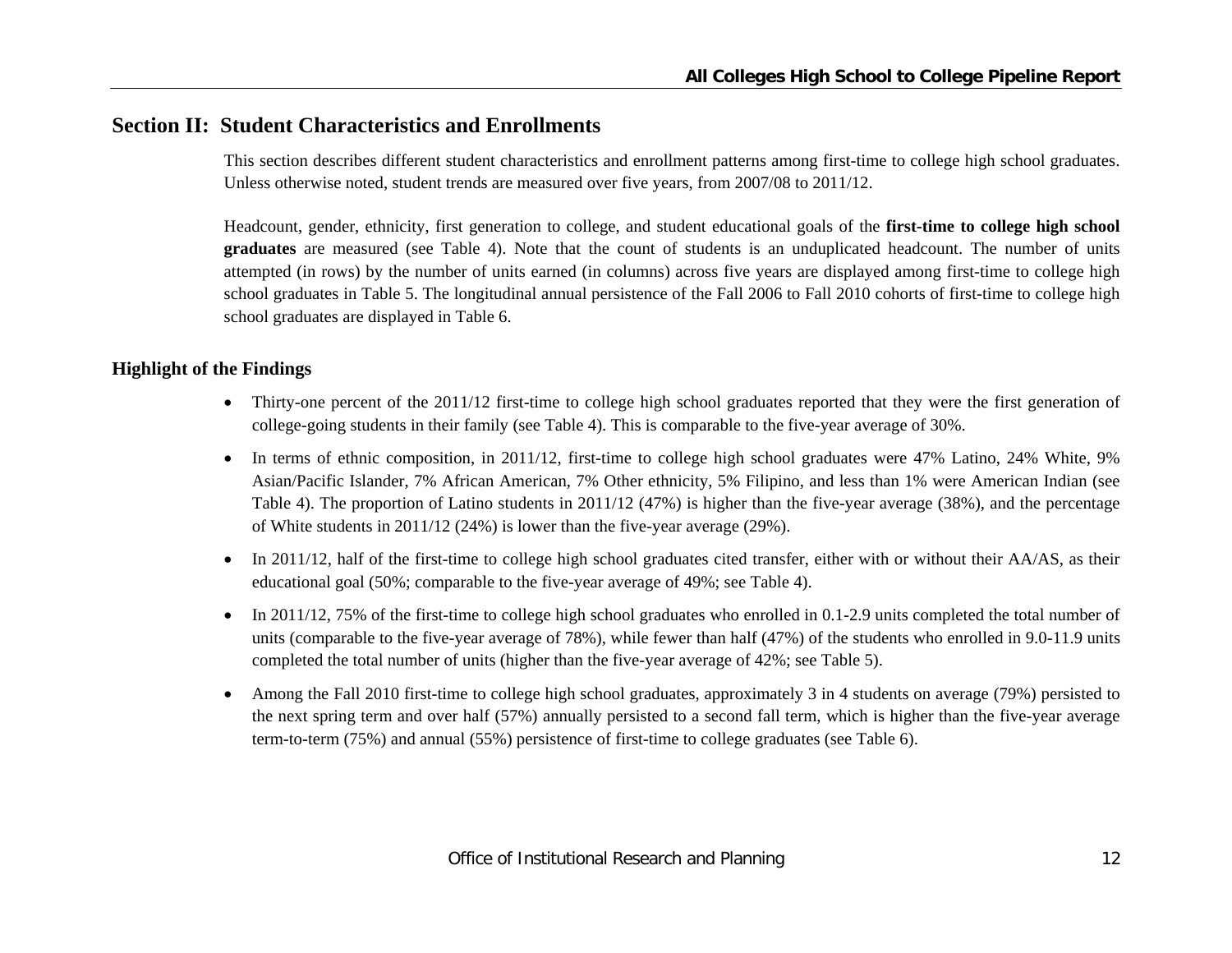## Section II: Student Characteristics and Enrollments

This section describes different student characteristics and enrollment patterns among first-time to college high school graduates. Unless otherwise noted, student trends are measured over five years, from 2007/08 to 2011/12.

Headcount, gender, ethnicity, first generation to college, and student educational goals of the **first-time to college high school graduates** are measured (see Table 4). Note that the count of students is an unduplicated headcount. The number of units attempted (in rows) by the number of units earned (in columns) across five years are displayed among first-time to college high school graduates in Table 5. The longitudinal annual persistence of the Fall 2006 to Fall 2010 cohorts of first-time to college high school graduates are displayed in Table 6.

### Highlight of the Findings

- Thirty-one percent of the 2011/12 first-time to college high school graduates reported that they were the first generation of college-going students in their family (see Table 4). This is comparable to the five-year average of 30%.
- In terms of ethnic composition, in 2011/12, first-time to college high school graduates were 47% Latino, 24% White, 9% Asian/Pacific Islander, 7% African American, 7% Other ethnicity, 5% Filipino, and less than 1% were American Indian (see Table 4). The proportion of Latino students in 2011/12 (47%) is higher than the five-year average (38%), and the percentage of White students in 2011/12 (24%) is lower than the five-year average (29%).
- In 2011/12, half of the first-time to college high school graduates cited transfer, either with or without their AA/AS, as their educational goal (50%; comparable to the five-year average of 49%; see Table 4).
- In 2011/12, 75% of the first-time to college high school graduates who enrolled in 0.1-2.9 units completed the total number of units (comparable to the five-year average of 78%), while fewer than half (47%) of the students who enrolled in 9.0-11.9 units completed the total number of units (higher than the five-year average of 42%; see Table 5).
- Among the Fall 2010 first-time to college high school graduates, approximately 3 in 4 students on average (79%) persisted to the next spring term and over half (57%) annually persisted to a second fall term, which is higher than the five-year average term-to-term (75%) and annual (55%) persistence of first-time to college graduates (see Table 6).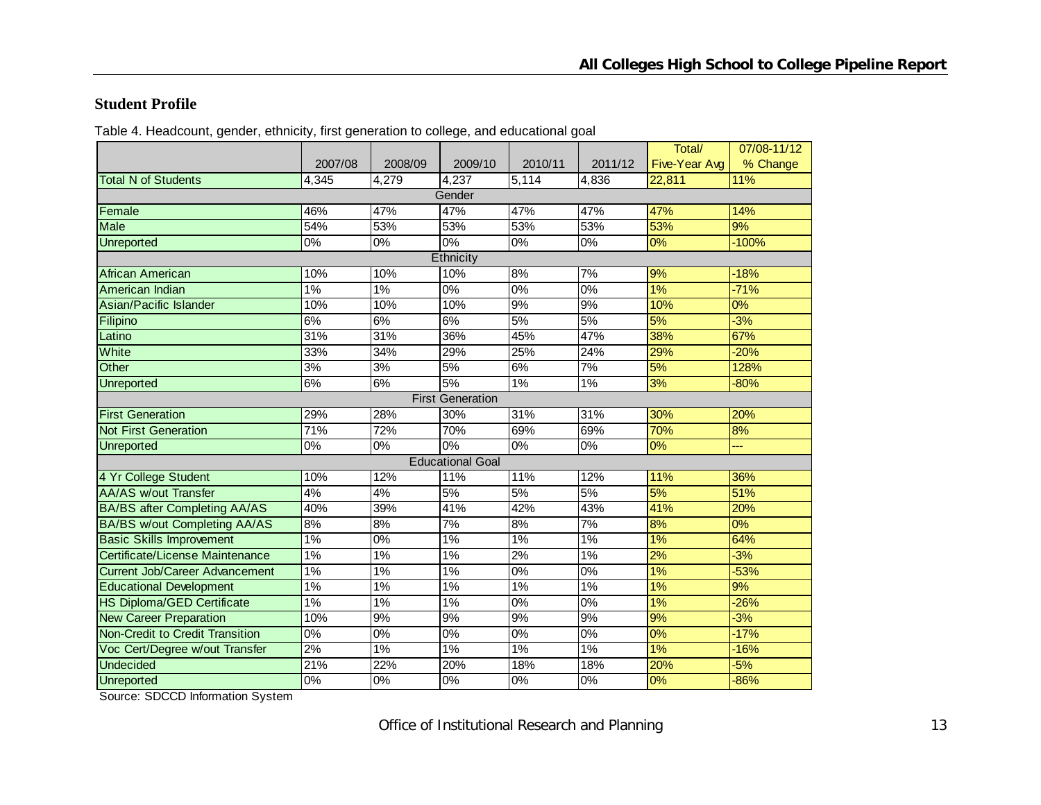## Student Profile

Table 4. Headcount, gender, ethnicity, first generation to college, and educational goal

| | 2007/08 | 2008/09 | 2009/10 | 2010/11 | 2011/12 | Total/ Five-Year Avg | 07/08-11/12 % Change |
|---|---|---|---|---|---|---|---|
| Total N of Students | 4,345 | 4,279 | 4,237 | 5,114 | 4,836 | 22,811 | 11% |
| Gender | | | | | | | |
| Female | 46% | 47% | 47% | 47% | 47% | 47% | 14% |
| Male | 54% | 53% | 53% | 53% | 53% | 53% | 9% |
| Unreported | 0% | 0% | 0% | 0% | 0% | 0% | -100% |
| Ethnicity | | | | | | | |
| African American | 10% | 10% | 10% | 8% | 7% | 9% | -18% |
| American Indian | 1% | 1% | 0% | 0% | 0% | 1% | -71% |
| Asian/Pacific Islander | 10% | 10% | 10% | 9% | 9% | 10% | 0% |
| Filipino | 6% | 6% | 6% | 5% | 5% | 5% | -3% |
| Latino | 31% | 31% | 36% | 45% | 47% | 38% | 67% |
| White | 33% | 34% | 29% | 25% | 24% | 29% | -20% |
| Other | 3% | 3% | 5% | 6% | 7% | 5% | 128% |
| Unreported | 6% | 6% | 5% | 1% | 1% | 3% | -80% |
| First Generation | | | | | | | |
| First Generation | 29% | 28% | 30% | 31% | 31% | 30% | 20% |
| Not First Generation | 71% | 72% | 70% | 69% | 69% | 70% | 8% |
| Unreported | 0% | 0% | 0% | 0% | 0% | 0% | --- |
| Educational Goal | | | | | | | |
| 4 Yr College Student | 10% | 12% | 11% | 11% | 12% | 11% | 36% |
| AA/AS w/out Transfer | 4% | 4% | 5% | 5% | 5% | 5% | 51% |
| BA/BS after Completing AA/AS | 40% | 39% | 41% | 42% | 43% | 41% | 20% |
| BA/BS w/out Completing AA/AS | 8% | 8% | 7% | 8% | 7% | 8% | 0% |
| Basic Skills Improvement | 1% | 0% | 1% | 1% | 1% | 1% | 64% |
| Certificate/License Maintenance | 1% | 1% | 1% | 2% | 1% | 2% | -3% |
| Current Job/Career Advancement | 1% | 1% | 1% | 0% | 0% | 1% | -53% |
| Educational Development | 1% | 1% | 1% | 1% | 1% | 1% | 9% |
| HS Diploma/GED Certificate | 1% | 1% | 1% | 0% | 0% | 1% | -26% |
| New Career Preparation | 10% | 9% | 9% | 9% | 9% | 9% | -3% |
| Non-Credit to Credit Transition | 0% | 0% | 0% | 0% | 0% | 0% | -17% |
| Voc Cert/Degree w/out Transfer | 2% | 1% | 1% | 1% | 1% | 1% | -16% |
| Undecided | 21% | 22% | 20% | 18% | 18% | 20% | -5% |
| Unreported | 0% | 0% | 0% | 0% | 0% | 0% | -86% |

Source: SDCCD Information System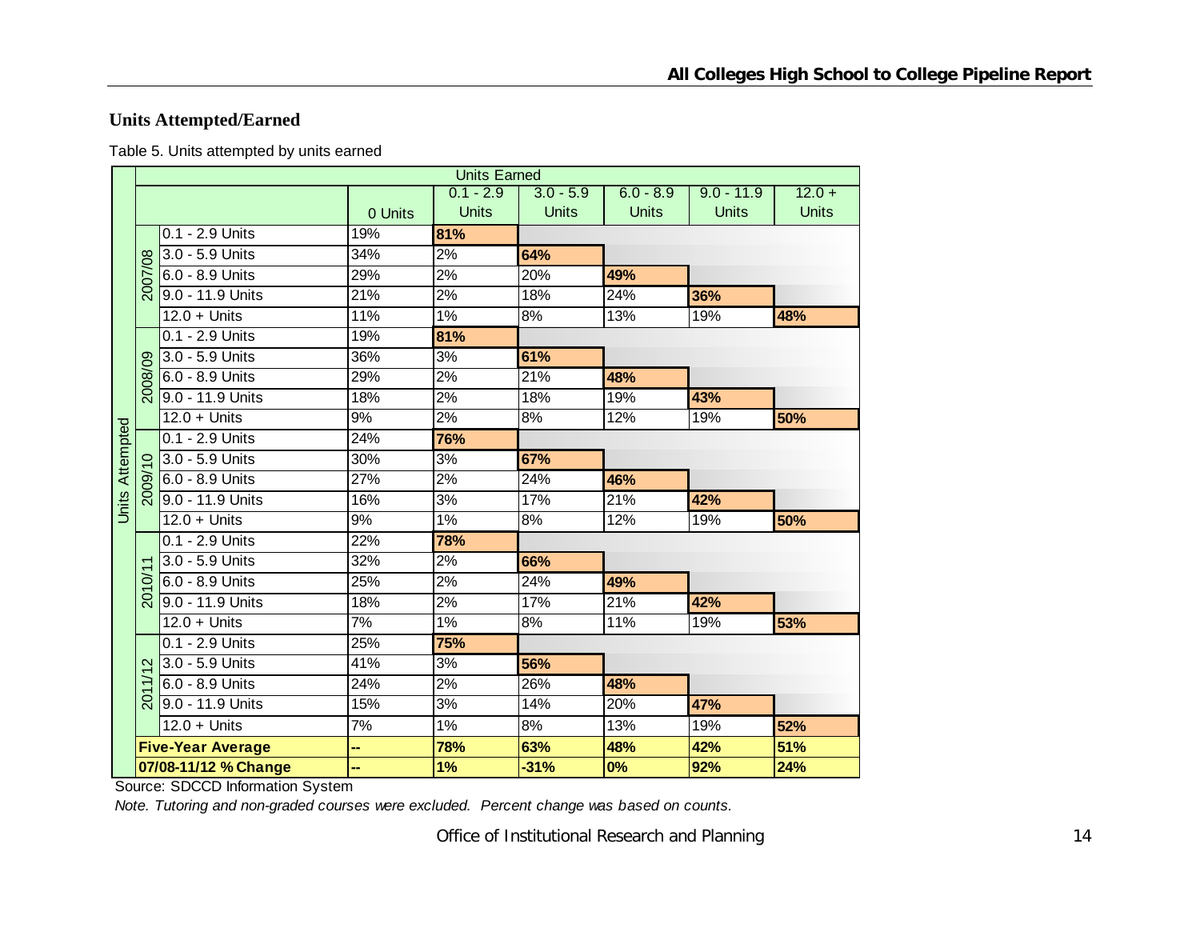## Units Attempted/Earned

Table 5. Units attempted by units earned

| | | Units Earned | | | | | |
|---|---|---|---|---|---|---|---|
| | | 0 Units | 0.1 - 2.9 Units | 3.0 - 5.9 Units | 6.0 - 8.9 Units | 9.0 - 11.9 Units | 12.0 + Units |
| 2007/08 | 0.1 - 2.9 Units | 19% | **81%** | | | | |
| | 3.0 - 5.9 Units | 34% | 2% | **64%** | | | |
| | 6.0 - 8.9 Units | 29% | 2% | 20% | **49%** | | |
| | 9.0 - 11.9 Units | 21% | 2% | 18% | 24% | **36%** | |
| | 12.0 + Units | 11% | 1% | 8% | 13% | 19% | **48%** |
| 2008/09 | 0.1 - 2.9 Units | 19% | **81%** | | | | |
| | 3.0 - 5.9 Units | 36% | 3% | **61%** | | | |
| | 6.0 - 8.9 Units | 29% | 2% | 21% | **48%** | | |
| | 9.0 - 11.9 Units | 18% | 2% | 18% | 19% | **43%** | |
| | 12.0 + Units | 9% | 2% | 8% | 12% | 19% | **50%** |
| 2009/10 | 0.1 - 2.9 Units | 24% | **76%** | | | | |
| | 3.0 - 5.9 Units | 30% | 3% | **67%** | | | |
| | 6.0 - 8.9 Units | 27% | 2% | 24% | **46%** | | |
| | 9.0 - 11.9 Units | 16% | 3% | 17% | 21% | **42%** | |
| | 12.0 + Units | 9% | 1% | 8% | 12% | 19% | **50%** |
| 2010/11 | 0.1 - 2.9 Units | 22% | **78%** | | | | |
| | 3.0 - 5.9 Units | 32% | 2% | **66%** | | | |
| | 6.0 - 8.9 Units | 25% | 2% | 24% | **49%** | | |
| | 9.0 - 11.9 Units | 18% | 2% | 17% | 21% | **42%** | |
| | 12.0 + Units | 7% | 1% | 8% | 11% | 19% | **53%** |
| 2011/12 | 0.1 - 2.9 Units | 25% | **75%** | | | | |
| | 3.0 - 5.9 Units | 41% | 3% | **56%** | | | |
| | 6.0 - 8.9 Units | 24% | 2% | 26% | **48%** | | |
| | 9.0 - 11.9 Units | 15% | 3% | 14% | 20% | **47%** | |
| | 12.0 + Units | 7% | 1% | 8% | 13% | 19% | **52%** |
| **Five-Year Average** | | **--** | **78%** | **63%** | **48%** | **42%** | **51%** |
| **07/08-11/12 % Change** | | **--** | **1%** | **-31%** | **0%** | **92%** | **24%** |

Units Attempted (rows)

Source: SDCCD Information System

*Note. Tutoring and non-graded courses were excluded. Percent change was based on counts.*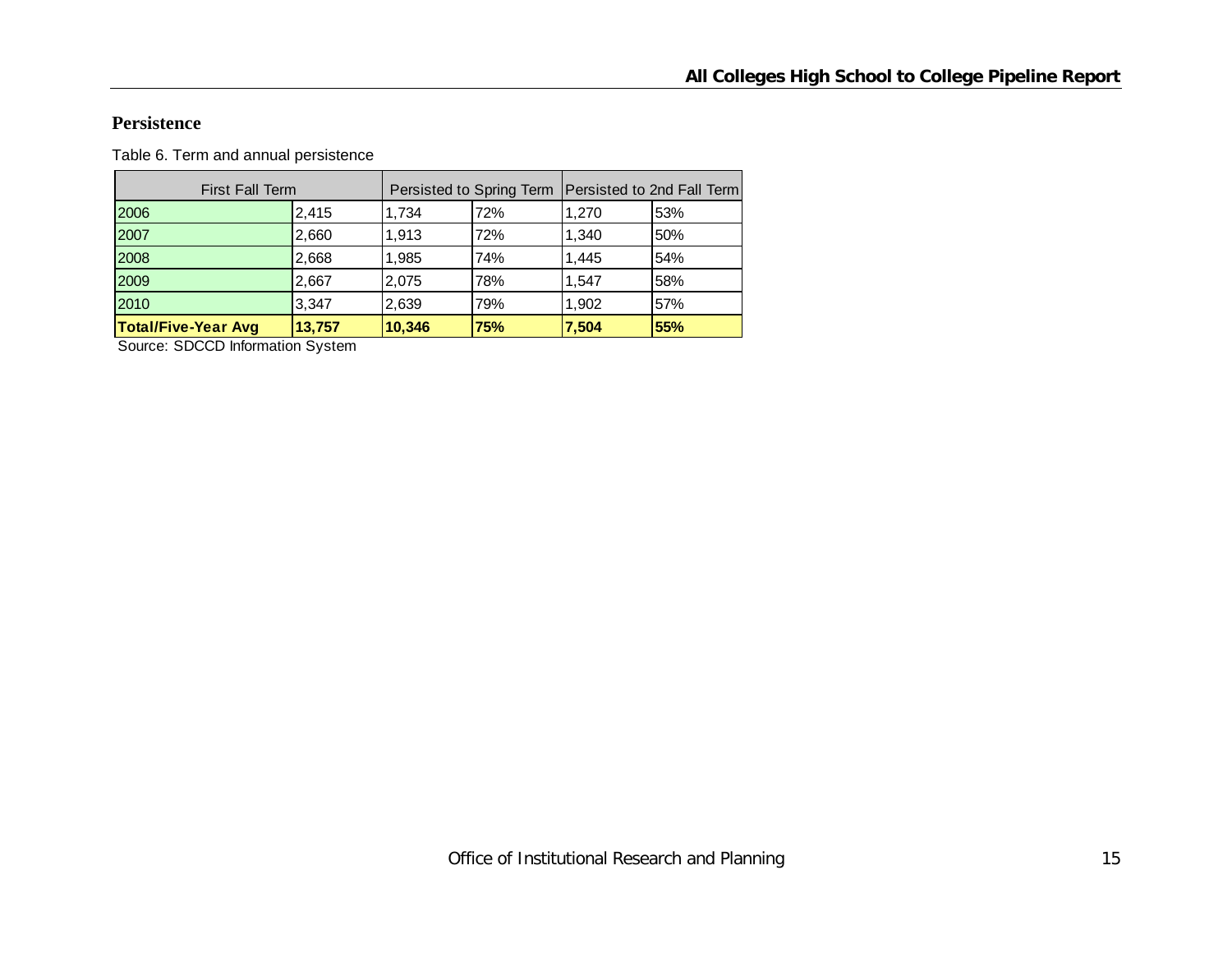## Persistence

Table 6. Term and annual persistence

| First Fall Term | | Persisted to Spring Term | | Persisted to 2nd Fall Term | |
|---|---|---|---|---|---|
| 2006 | 2,415 | 1,734 | 72% | 1,270 | 53% |
| 2007 | 2,660 | 1,913 | 72% | 1,340 | 50% |
| 2008 | 2,668 | 1,985 | 74% | 1,445 | 54% |
| 2009 | 2,667 | 2,075 | 78% | 1,547 | 58% |
| 2010 | 3,347 | 2,639 | 79% | 1,902 | 57% |
| **Total/Five-Year Avg** | **13,757** | **10,346** | **75%** | **7,504** | **55%** |

Source: SDCCD Information System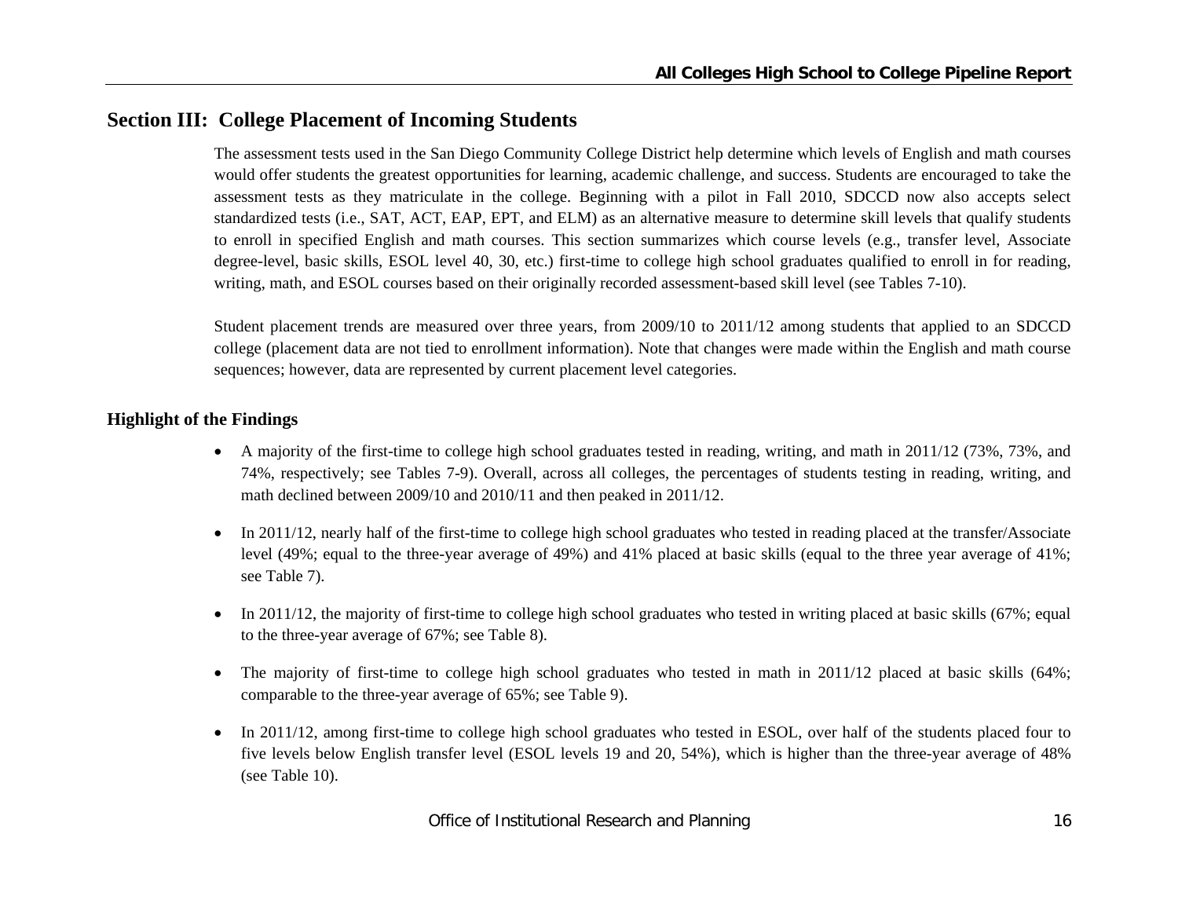## Section III: College Placement of Incoming Students

The assessment tests used in the San Diego Community College District help determine which levels of English and math courses would offer students the greatest opportunities for learning, academic challenge, and success. Students are encouraged to take the assessment tests as they matriculate in the college. Beginning with a pilot in Fall 2010, SDCCD now also accepts select standardized tests (i.e., SAT, ACT, EAP, EPT, and ELM) as an alternative measure to determine skill levels that qualify students to enroll in specified English and math courses. This section summarizes which course levels (e.g., transfer level, Associate degree-level, basic skills, ESOL level 40, 30, etc.) first-time to college high school graduates qualified to enroll in for reading, writing, math, and ESOL courses based on their originally recorded assessment-based skill level (see Tables 7-10).

Student placement trends are measured over three years, from 2009/10 to 2011/12 among students that applied to an SDCCD college (placement data are not tied to enrollment information). Note that changes were made within the English and math course sequences; however, data are represented by current placement level categories.

### Highlight of the Findings

- A majority of the first-time to college high school graduates tested in reading, writing, and math in 2011/12 (73%, 73%, and 74%, respectively; see Tables 7-9). Overall, across all colleges, the percentages of students testing in reading, writing, and math declined between 2009/10 and 2010/11 and then peaked in 2011/12.
- In 2011/12, nearly half of the first-time to college high school graduates who tested in reading placed at the transfer/Associate level (49%; equal to the three-year average of 49%) and 41% placed at basic skills (equal to the three year average of 41%; see Table 7).
- In 2011/12, the majority of first-time to college high school graduates who tested in writing placed at basic skills (67%; equal to the three-year average of 67%; see Table 8).
- The majority of first-time to college high school graduates who tested in math in 2011/12 placed at basic skills (64%; comparable to the three-year average of 65%; see Table 9).
- In 2011/12, among first-time to college high school graduates who tested in ESOL, over half of the students placed four to five levels below English transfer level (ESOL levels 19 and 20, 54%), which is higher than the three-year average of 48% (see Table 10).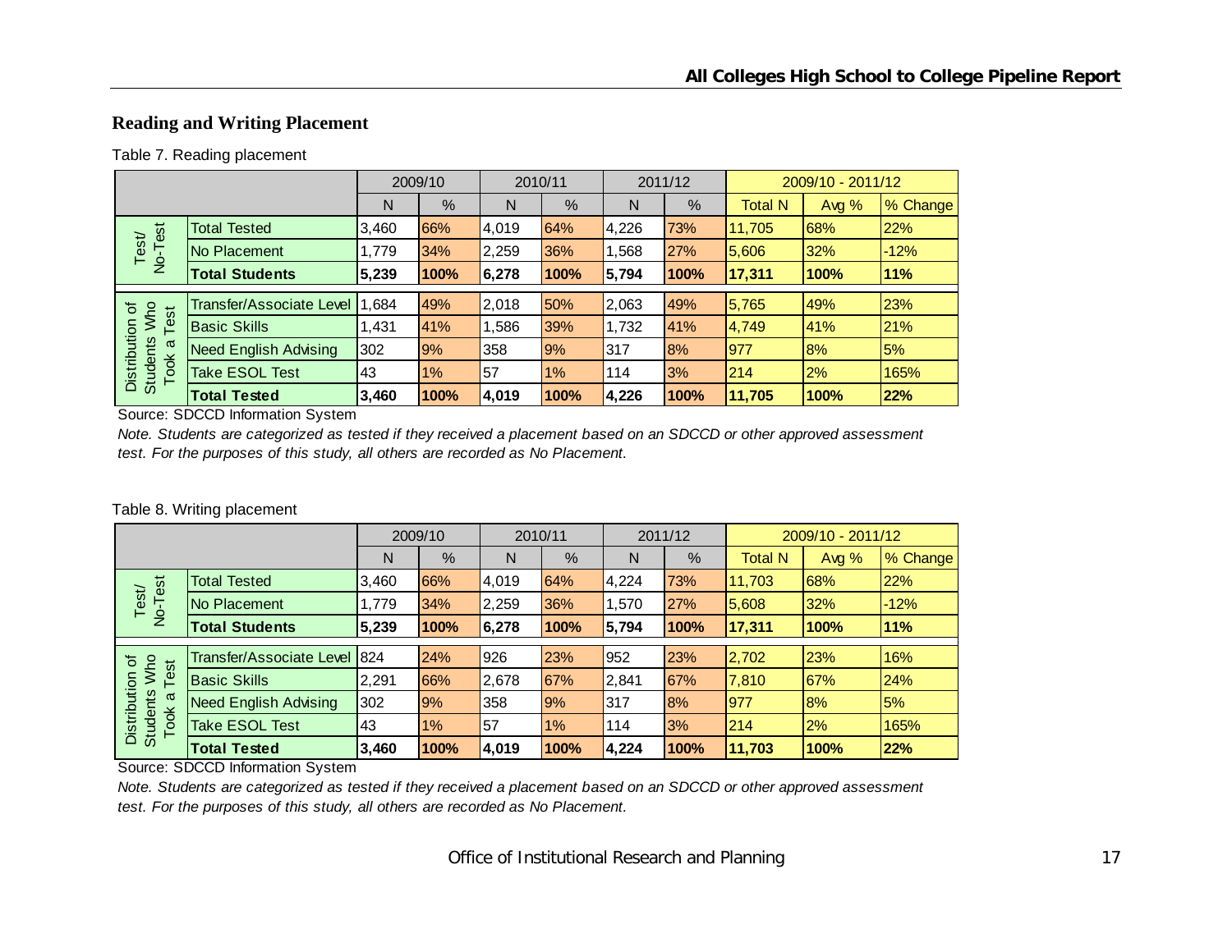## Reading and Writing Placement

Table 7. Reading placement

| | | 2009/10 | | 2010/11 | | 2011/12 | | 2009/10 - 2011/12 | | |
|---|---|---|---|---|---|---|---|---|---|---|
| | | N | % | N | % | N | % | Total N | Avg % | % Change |
| Test/ No-Test | Total Tested | 3,460 | 66% | 4,019 | 64% | 4,226 | 73% | 11,705 | 68% | 22% |
| | No Placement | 1,779 | 34% | 2,259 | 36% | 1,568 | 27% | 5,606 | 32% | -12% |
| | **Total Students** | **5,239** | **100%** | **6,278** | **100%** | **5,794** | **100%** | **17,311** | **100%** | **11%** |
| Distribution of Students Who Took a Test | Transfer/Associate Level | 1,684 | 49% | 2,018 | 50% | 2,063 | 49% | 5,765 | 49% | 23% |
| | Basic Skills | 1,431 | 41% | 1,586 | 39% | 1,732 | 41% | 4,749 | 41% | 21% |
| | Need English Advising | 302 | 9% | 358 | 9% | 317 | 8% | 977 | 8% | 5% |
| | Take ESOL Test | 43 | 1% | 57 | 1% | 114 | 3% | 214 | 2% | 165% |
| | **Total Tested** | **3,460** | **100%** | **4,019** | **100%** | **4,226** | **100%** | **11,705** | **100%** | **22%** |

Source: SDCCD Information System

*Note. Students are categorized as tested if they received a placement based on an SDCCD or other approved assessment test. For the purposes of this study, all others are recorded as No Placement.*

Table 8. Writing placement

| | | 2009/10 | | 2010/11 | | 2011/12 | | 2009/10 - 2011/12 | | |
|---|---|---|---|---|---|---|---|---|---|---|
| | | N | % | N | % | N | % | Total N | Avg % | % Change |
| Test/ No-Test | Total Tested | 3,460 | 66% | 4,019 | 64% | 4,224 | 73% | 11,703 | 68% | 22% |
| | No Placement | 1,779 | 34% | 2,259 | 36% | 1,570 | 27% | 5,608 | 32% | -12% |
| | **Total Students** | **5,239** | **100%** | **6,278** | **100%** | **5,794** | **100%** | **17,311** | **100%** | **11%** |
| Distribution of Students Who Took a Test | Transfer/Associate Level | 824 | 24% | 926 | 23% | 952 | 23% | 2,702 | 23% | 16% |
| | Basic Skills | 2,291 | 66% | 2,678 | 67% | 2,841 | 67% | 7,810 | 67% | 24% |
| | Need English Advising | 302 | 9% | 358 | 9% | 317 | 8% | 977 | 8% | 5% |
| | Take ESOL Test | 43 | 1% | 57 | 1% | 114 | 3% | 214 | 2% | 165% |
| | **Total Tested** | **3,460** | **100%** | **4,019** | **100%** | **4,224** | **100%** | **11,703** | **100%** | **22%** |

Source: SDCCD Information System

*Note. Students are categorized as tested if they received a placement based on an SDCCD or other approved assessment test. For the purposes of this study, all others are recorded as No Placement.*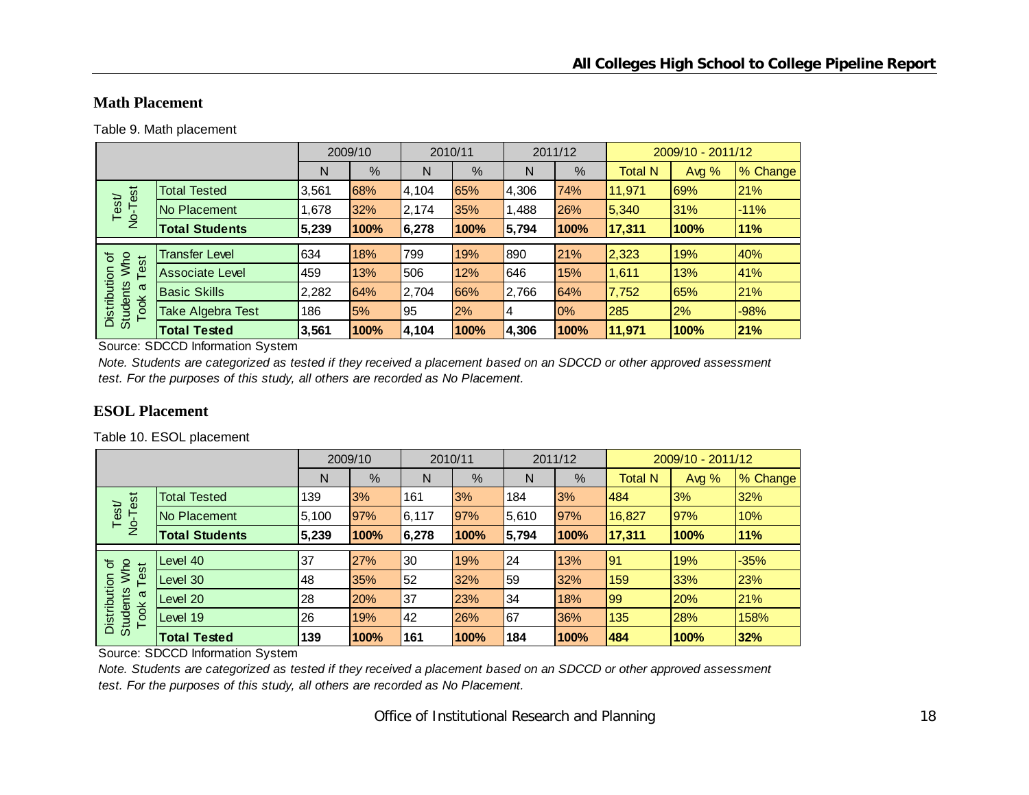## Math Placement

Table 9. Math placement

| | | 2009/10 | | 2010/11 | | 2011/12 | | 2009/10 - 2011/12 | | |
|---|---|---|---|---|---|---|---|---|---|---|
| | | N | % | N | % | N | % | Total N | Avg % | % Change |
| Test/ No-Test | Total Tested | 3,561 | 68% | 4,104 | 65% | 4,306 | 74% | 11,971 | 69% | 21% |
| | No Placement | 1,678 | 32% | 2,174 | 35% | 1,488 | 26% | 5,340 | 31% | -11% |
| | **Total Students** | **5,239** | **100%** | **6,278** | **100%** | **5,794** | **100%** | **17,311** | **100%** | **11%** |
| Distribution of Students Who Took a Test | Transfer Level | 634 | 18% | 799 | 19% | 890 | 21% | 2,323 | 19% | 40% |
| | Associate Level | 459 | 13% | 506 | 12% | 646 | 15% | 1,611 | 13% | 41% |
| | Basic Skills | 2,282 | 64% | 2,704 | 66% | 2,766 | 64% | 7,752 | 65% | 21% |
| | Take Algebra Test | 186 | 5% | 95 | 2% | 4 | 0% | 285 | 2% | -98% |
| | **Total Tested** | **3,561** | **100%** | **4,104** | **100%** | **4,306** | **100%** | **11,971** | **100%** | **21%** |

Source: SDCCD Information System

*Note. Students are categorized as tested if they received a placement based on an SDCCD or other approved assessment test. For the purposes of this study, all others are recorded as No Placement.*

## ESOL Placement

Table 10. ESOL placement

| | | 2009/10 | | 2010/11 | | 2011/12 | | 2009/10 - 2011/12 | | |
|---|---|---|---|---|---|---|---|---|---|---|
| | | N | % | N | % | N | % | Total N | Avg % | % Change |
| Test/ No-Test | Total Tested | 139 | 3% | 161 | 3% | 184 | 3% | 484 | 3% | 32% |
| | No Placement | 5,100 | 97% | 6,117 | 97% | 5,610 | 97% | 16,827 | 97% | 10% |
| | **Total Students** | **5,239** | **100%** | **6,278** | **100%** | **5,794** | **100%** | **17,311** | **100%** | **11%** |
| Distribution of Students Who Took a Test | Level 40 | 37 | 27% | 30 | 19% | 24 | 13% | 91 | 19% | -35% |
| | Level 30 | 48 | 35% | 52 | 32% | 59 | 32% | 159 | 33% | 23% |
| | Level 20 | 28 | 20% | 37 | 23% | 34 | 18% | 99 | 20% | 21% |
| | Level 19 | 26 | 19% | 42 | 26% | 67 | 36% | 135 | 28% | 158% |
| | **Total Tested** | **139** | **100%** | **161** | **100%** | **184** | **100%** | **484** | **100%** | **32%** |

Source: SDCCD Information System

*Note. Students are categorized as tested if they received a placement based on an SDCCD or other approved assessment test. For the purposes of this study, all others are recorded as No Placement.*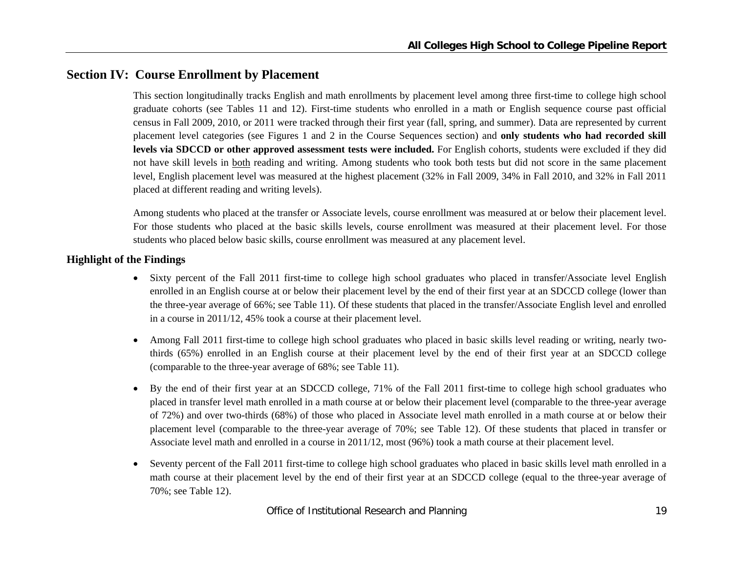## Section IV: Course Enrollment by Placement

This section longitudinally tracks English and math enrollments by placement level among three first-time to college high school graduate cohorts (see Tables 11 and 12). First-time students who enrolled in a math or English sequence course past official census in Fall 2009, 2010, or 2011 were tracked through their first year (fall, spring, and summer). Data are represented by current placement level categories (see Figures 1 and 2 in the Course Sequences section) and **only students who had recorded skill levels via SDCCD or other approved assessment tests were included.** For English cohorts, students were excluded if they did not have skill levels in both reading and writing. Among students who took both tests but did not score in the same placement level, English placement level was measured at the highest placement (32% in Fall 2009, 34% in Fall 2010, and 32% in Fall 2011 placed at different reading and writing levels).

Among students who placed at the transfer or Associate levels, course enrollment was measured at or below their placement level. For those students who placed at the basic skills levels, course enrollment was measured at their placement level. For those students who placed below basic skills, course enrollment was measured at any placement level.

### Highlight of the Findings

- Sixty percent of the Fall 2011 first-time to college high school graduates who placed in transfer/Associate level English enrolled in an English course at or below their placement level by the end of their first year at an SDCCD college (lower than the three-year average of 66%; see Table 11). Of these students that placed in the transfer/Associate English level and enrolled in a course in 2011/12, 45% took a course at their placement level.

- Among Fall 2011 first-time to college high school graduates who placed in basic skills level reading or writing, nearly two-thirds (65%) enrolled in an English course at their placement level by the end of their first year at an SDCCD college (comparable to the three-year average of 68%; see Table 11).

- By the end of their first year at an SDCCD college, 71% of the Fall 2011 first-time to college high school graduates who placed in transfer level math enrolled in a math course at or below their placement level (comparable to the three-year average of 72%) and over two-thirds (68%) of those who placed in Associate level math enrolled in a math course at or below their placement level (comparable to the three-year average of 70%; see Table 12). Of these students that placed in transfer or Associate level math and enrolled in a course in 2011/12, most (96%) took a math course at their placement level.

- Seventy percent of the Fall 2011 first-time to college high school graduates who placed in basic skills level math enrolled in a math course at their placement level by the end of their first year at an SDCCD college (equal to the three-year average of 70%; see Table 12).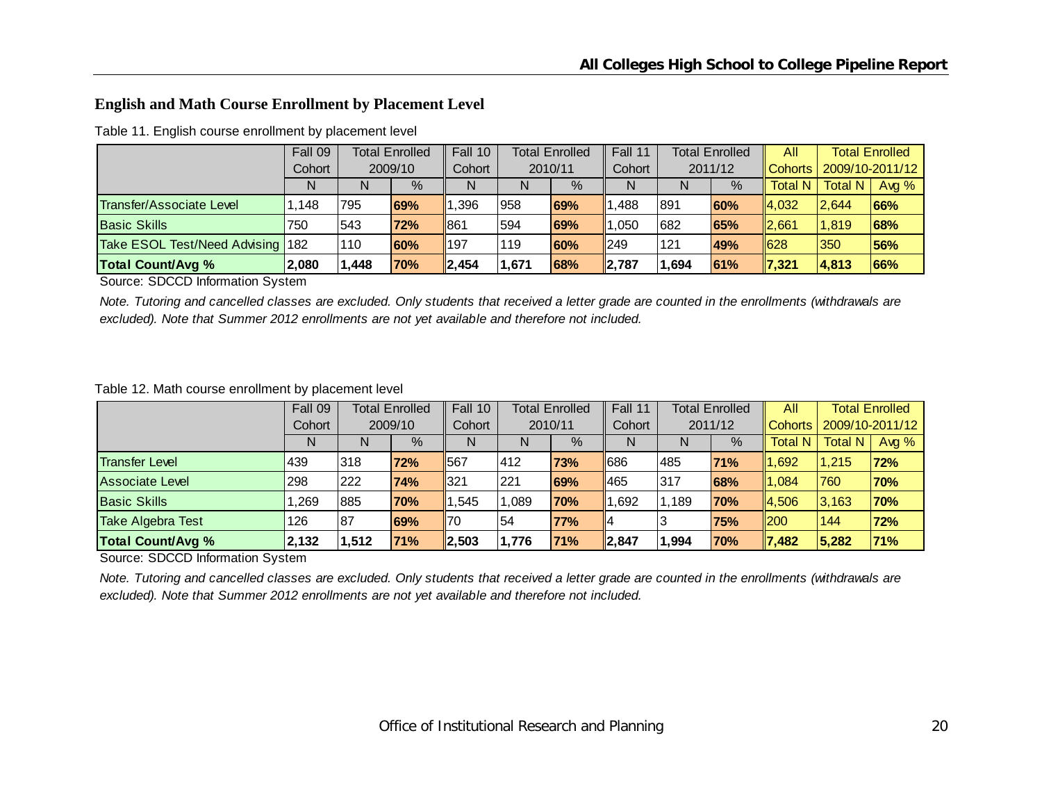## English and Math Course Enrollment by Placement Level

Table 11. English course enrollment by placement level

| | Fall 09 Cohort | Total Enrolled 2009/10 | | Fall 10 Cohort | Total Enrolled 2010/11 | | Fall 11 Cohort | Total Enrolled 2011/12 | | All Cohorts | Total Enrolled 2009/10-2011/12 | |
|---|---|---|---|---|---|---|---|---|---|---|---|---|
| | N | N | % | N | N | % | N | N | % | Total N | Total N | Avg % |
| Transfer/Associate Level | 1,148 | 795 | **69%** | 1,396 | 958 | **69%** | 1,488 | 891 | **60%** | 4,032 | 2,644 | **66%** |
| Basic Skills | 750 | 543 | **72%** | 861 | 594 | **69%** | 1,050 | 682 | **65%** | 2,661 | 1,819 | **68%** |
| Take ESOL Test/Need Advising | 182 | 110 | **60%** | 197 | 119 | **60%** | 249 | 121 | **49%** | 628 | 350 | **56%** |
| **Total Count/Avg %** | **2,080** | **1,448** | **70%** | **2,454** | **1,671** | **68%** | **2,787** | **1,694** | **61%** | **7,321** | **4,813** | **66%** |

Source: SDCCD Information System

*Note. Tutoring and cancelled classes are excluded. Only students that received a letter grade are counted in the enrollments (withdrawals are excluded). Note that Summer 2012 enrollments are not yet available and therefore not included.*

Table 12. Math course enrollment by placement level

| | Fall 09 Cohort | Total Enrolled 2009/10 | | Fall 10 Cohort | Total Enrolled 2010/11 | | Fall 11 Cohort | Total Enrolled 2011/12 | | All Cohorts | Total Enrolled 2009/10-2011/12 | |
|---|---|---|---|---|---|---|---|---|---|---|---|---|
| | N | N | % | N | N | % | N | N | % | Total N | Total N | Avg % |
| Transfer Level | 439 | 318 | **72%** | 567 | 412 | **73%** | 686 | 485 | **71%** | 1,692 | 1,215 | **72%** |
| Associate Level | 298 | 222 | **74%** | 321 | 221 | **69%** | 465 | 317 | **68%** | 1,084 | 760 | **70%** |
| Basic Skills | 1,269 | 885 | **70%** | 1,545 | 1,089 | **70%** | 1,692 | 1,189 | **70%** | 4,506 | 3,163 | **70%** |
| Take Algebra Test | 126 | 87 | **69%** | 70 | 54 | **77%** | 4 | 3 | **75%** | 200 | 144 | **72%** |
| **Total Count/Avg %** | **2,132** | **1,512** | **71%** | **2,503** | **1,776** | **71%** | **2,847** | **1,994** | **70%** | **7,482** | **5,282** | **71%** |

Source: SDCCD Information System

*Note. Tutoring and cancelled classes are excluded. Only students that received a letter grade are counted in the enrollments (withdrawals are excluded). Note that Summer 2012 enrollments are not yet available and therefore not included.*

Office of Institutional Research and Planning